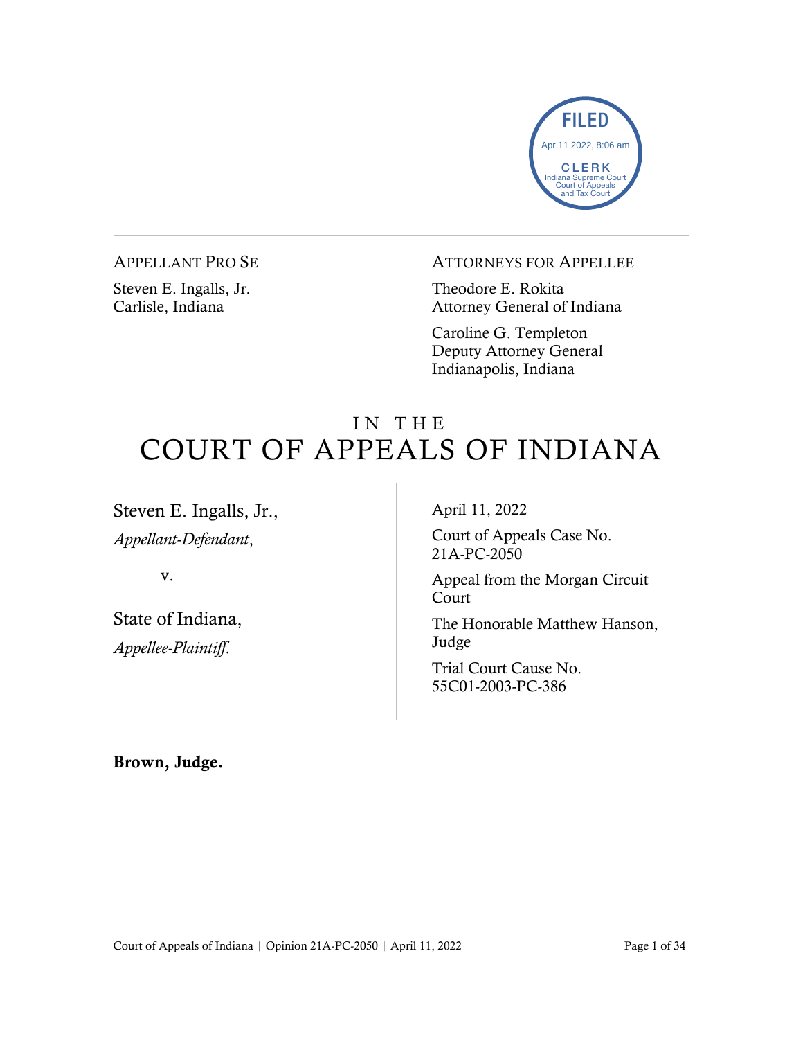FILED
Apr 11 2022, 8:06 am
CLERK
Indiana Supreme Court
Court of Appeals
and Tax Court

APPELLANT PRO SE

Steven E. Ingalls, Jr.
Carlisle, Indiana

ATTORNEYS FOR APPELLEE

Theodore E. Rokita
Attorney General of Indiana

Caroline G. Templeton
Deputy Attorney General
Indianapolis, Indiana

# IN THE COURT OF APPEALS OF INDIANA

Steven E. Ingalls, Jr.,
*Appellant-Defendant*,

v.

State of Indiana,
*Appellee-Plaintiff.*

April 11, 2022

Court of Appeals Case No. 21A-PC-2050

Appeal from the Morgan Circuit Court

The Honorable Matthew Hanson, Judge

Trial Court Cause No. 55C01-2003-PC-386

**Brown, Judge.**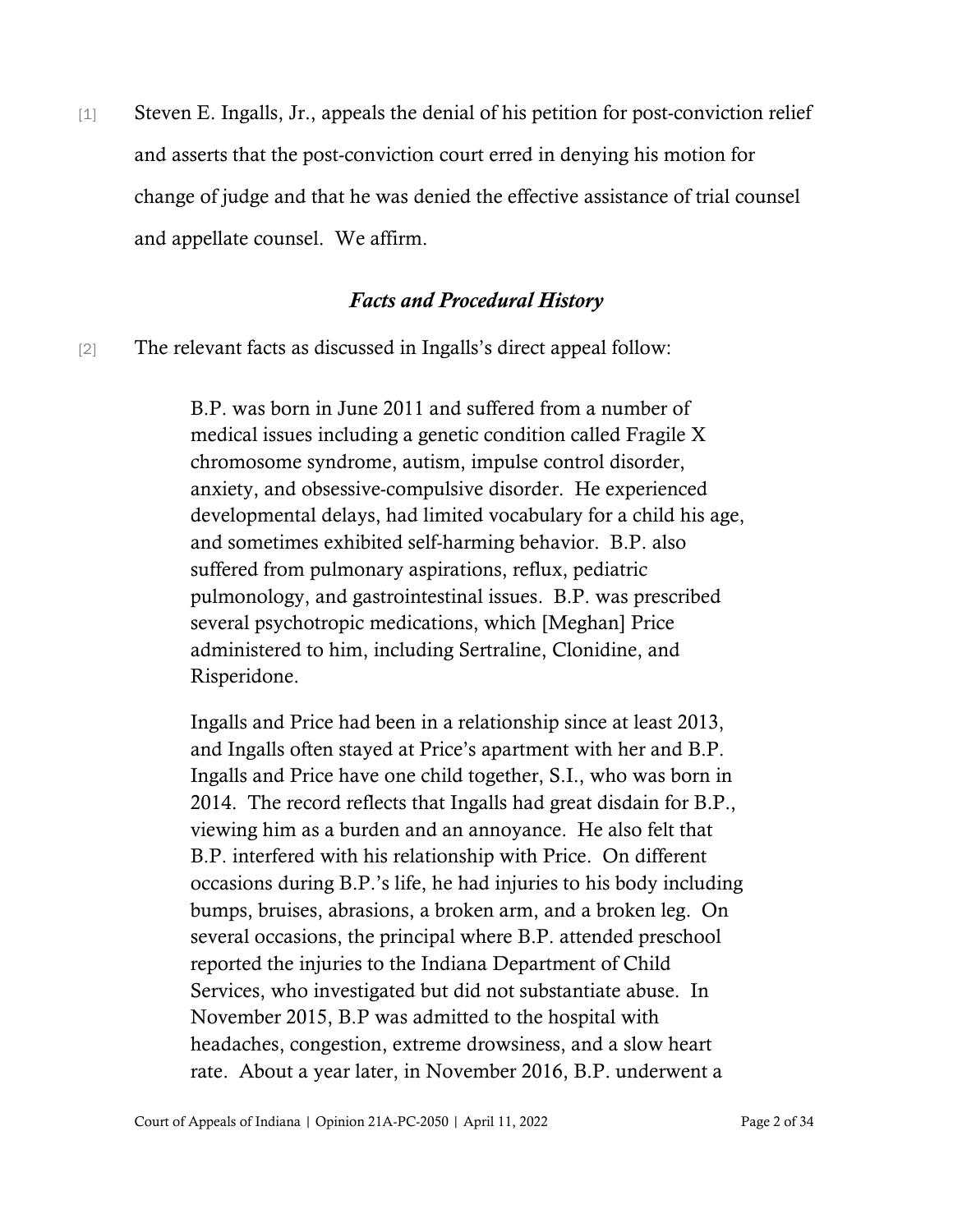[1] Steven E. Ingalls, Jr., appeals the denial of his petition for post-conviction relief and asserts that the post-conviction court erred in denying his motion for change of judge and that he was denied the effective assistance of trial counsel and appellate counsel. We affirm.

### *Facts and Procedural History*

[2] The relevant facts as discussed in Ingalls's direct appeal follow:

> B.P. was born in June 2011 and suffered from a number of medical issues including a genetic condition called Fragile X chromosome syndrome, autism, impulse control disorder, anxiety, and obsessive-compulsive disorder. He experienced developmental delays, had limited vocabulary for a child his age, and sometimes exhibited self-harming behavior. B.P. also suffered from pulmonary aspirations, reflux, pediatric pulmonology, and gastrointestinal issues. B.P. was prescribed several psychotropic medications, which [Meghan] Price administered to him, including Sertraline, Clonidine, and Risperidone.
>
> Ingalls and Price had been in a relationship since at least 2013, and Ingalls often stayed at Price's apartment with her and B.P. Ingalls and Price have one child together, S.I., who was born in 2014. The record reflects that Ingalls had great disdain for B.P., viewing him as a burden and an annoyance. He also felt that B.P. interfered with his relationship with Price. On different occasions during B.P.'s life, he had injuries to his body including bumps, bruises, abrasions, a broken arm, and a broken leg. On several occasions, the principal where B.P. attended preschool reported the injuries to the Indiana Department of Child Services, who investigated but did not substantiate abuse. In November 2015, B.P was admitted to the hospital with headaches, congestion, extreme drowsiness, and a slow heart rate. About a year later, in November 2016, B.P. underwent a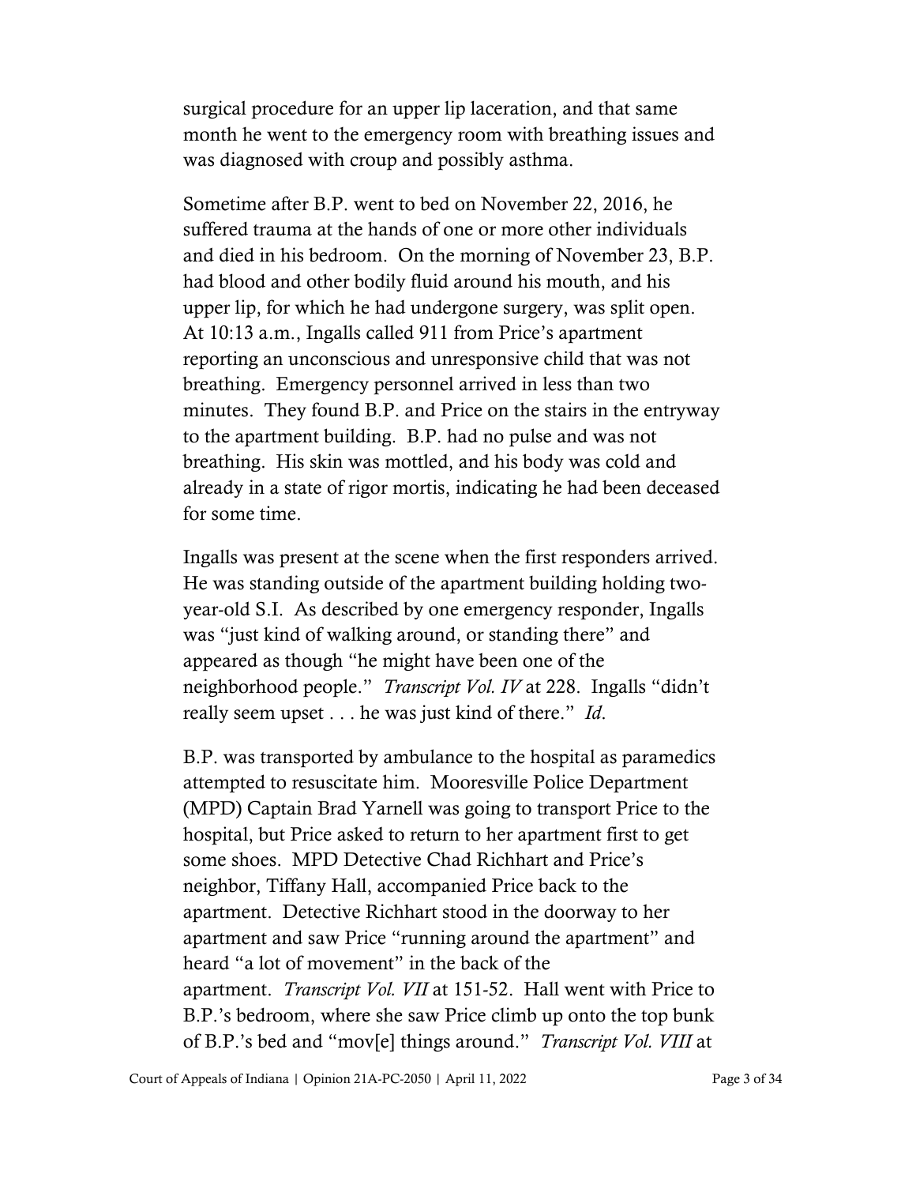surgical procedure for an upper lip laceration, and that same month he went to the emergency room with breathing issues and was diagnosed with croup and possibly asthma.

Sometime after B.P. went to bed on November 22, 2016, he suffered trauma at the hands of one or more other individuals and died in his bedroom. On the morning of November 23, B.P. had blood and other bodily fluid around his mouth, and his upper lip, for which he had undergone surgery, was split open. At 10:13 a.m., Ingalls called 911 from Price's apartment reporting an unconscious and unresponsive child that was not breathing. Emergency personnel arrived in less than two minutes. They found B.P. and Price on the stairs in the entryway to the apartment building. B.P. had no pulse and was not breathing. His skin was mottled, and his body was cold and already in a state of rigor mortis, indicating he had been deceased for some time.

Ingalls was present at the scene when the first responders arrived. He was standing outside of the apartment building holding two-year-old S.I. As described by one emergency responder, Ingalls was "just kind of walking around, or standing there" and appeared as though "he might have been one of the neighborhood people." *Transcript Vol. IV* at 228. Ingalls "didn't really seem upset . . . he was just kind of there." *Id*.

B.P. was transported by ambulance to the hospital as paramedics attempted to resuscitate him. Mooresville Police Department (MPD) Captain Brad Yarnell was going to transport Price to the hospital, but Price asked to return to her apartment first to get some shoes. MPD Detective Chad Richhart and Price's neighbor, Tiffany Hall, accompanied Price back to the apartment. Detective Richhart stood in the doorway to her apartment and saw Price "running around the apartment" and heard "a lot of movement" in the back of the apartment. *Transcript Vol. VII* at 151-52. Hall went with Price to B.P.'s bedroom, where she saw Price climb up onto the top bunk of B.P.'s bed and "mov[e] things around." *Transcript Vol. VIII* at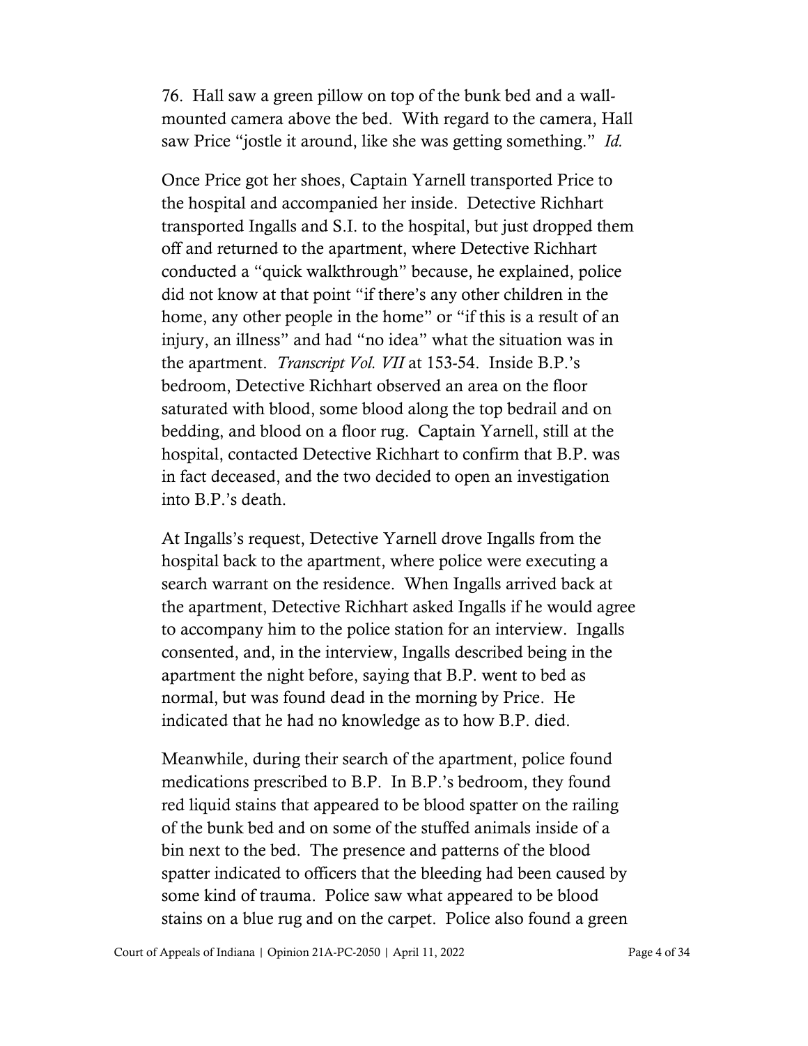76. Hall saw a green pillow on top of the bunk bed and a wall-mounted camera above the bed. With regard to the camera, Hall saw Price "jostle it around, like she was getting something." *Id.*

Once Price got her shoes, Captain Yarnell transported Price to the hospital and accompanied her inside. Detective Richhart transported Ingalls and S.I. to the hospital, but just dropped them off and returned to the apartment, where Detective Richhart conducted a "quick walkthrough" because, he explained, police did not know at that point "if there's any other children in the home, any other people in the home" or "if this is a result of an injury, an illness" and had "no idea" what the situation was in the apartment. *Transcript Vol. VII* at 153-54. Inside B.P.'s bedroom, Detective Richhart observed an area on the floor saturated with blood, some blood along the top bedrail and on bedding, and blood on a floor rug. Captain Yarnell, still at the hospital, contacted Detective Richhart to confirm that B.P. was in fact deceased, and the two decided to open an investigation into B.P.'s death.

At Ingalls's request, Detective Yarnell drove Ingalls from the hospital back to the apartment, where police were executing a search warrant on the residence. When Ingalls arrived back at the apartment, Detective Richhart asked Ingalls if he would agree to accompany him to the police station for an interview. Ingalls consented, and, in the interview, Ingalls described being in the apartment the night before, saying that B.P. went to bed as normal, but was found dead in the morning by Price. He indicated that he had no knowledge as to how B.P. died.

Meanwhile, during their search of the apartment, police found medications prescribed to B.P. In B.P.'s bedroom, they found red liquid stains that appeared to be blood spatter on the railing of the bunk bed and on some of the stuffed animals inside of a bin next to the bed. The presence and patterns of the blood spatter indicated to officers that the bleeding had been caused by some kind of trauma. Police saw what appeared to be blood stains on a blue rug and on the carpet. Police also found a green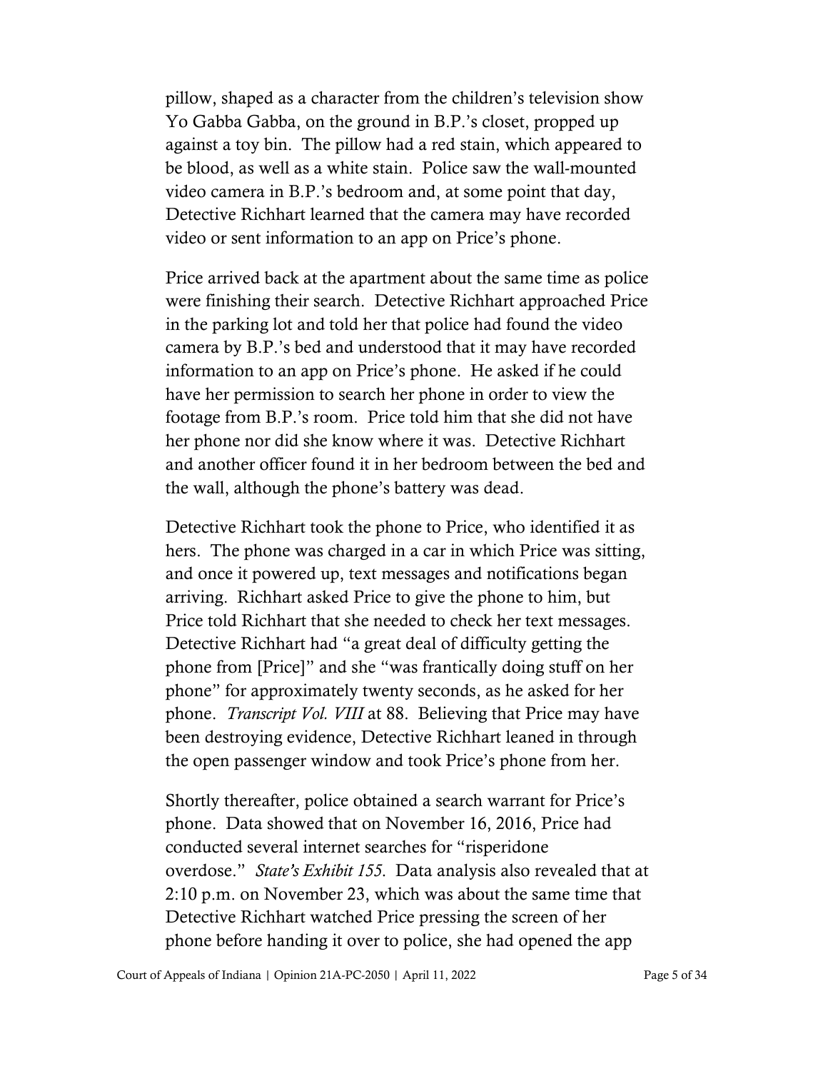pillow, shaped as a character from the children's television show Yo Gabba Gabba, on the ground in B.P.'s closet, propped up against a toy bin. The pillow had a red stain, which appeared to be blood, as well as a white stain. Police saw the wall-mounted video camera in B.P.'s bedroom and, at some point that day, Detective Richhart learned that the camera may have recorded video or sent information to an app on Price's phone.

Price arrived back at the apartment about the same time as police were finishing their search. Detective Richhart approached Price in the parking lot and told her that police had found the video camera by B.P.'s bed and understood that it may have recorded information to an app on Price's phone. He asked if he could have her permission to search her phone in order to view the footage from B.P.'s room. Price told him that she did not have her phone nor did she know where it was. Detective Richhart and another officer found it in her bedroom between the bed and the wall, although the phone's battery was dead.

Detective Richhart took the phone to Price, who identified it as hers. The phone was charged in a car in which Price was sitting, and once it powered up, text messages and notifications began arriving. Richhart asked Price to give the phone to him, but Price told Richhart that she needed to check her text messages. Detective Richhart had "a great deal of difficulty getting the phone from [Price]" and she "was frantically doing stuff on her phone" for approximately twenty seconds, as he asked for her phone. *Transcript Vol. VIII* at 88. Believing that Price may have been destroying evidence, Detective Richhart leaned in through the open passenger window and took Price's phone from her.

Shortly thereafter, police obtained a search warrant for Price's phone. Data showed that on November 16, 2016, Price had conducted several internet searches for "risperidone overdose." *State's Exhibit 155*. Data analysis also revealed that at 2:10 p.m. on November 23, which was about the same time that Detective Richhart watched Price pressing the screen of her phone before handing it over to police, she had opened the app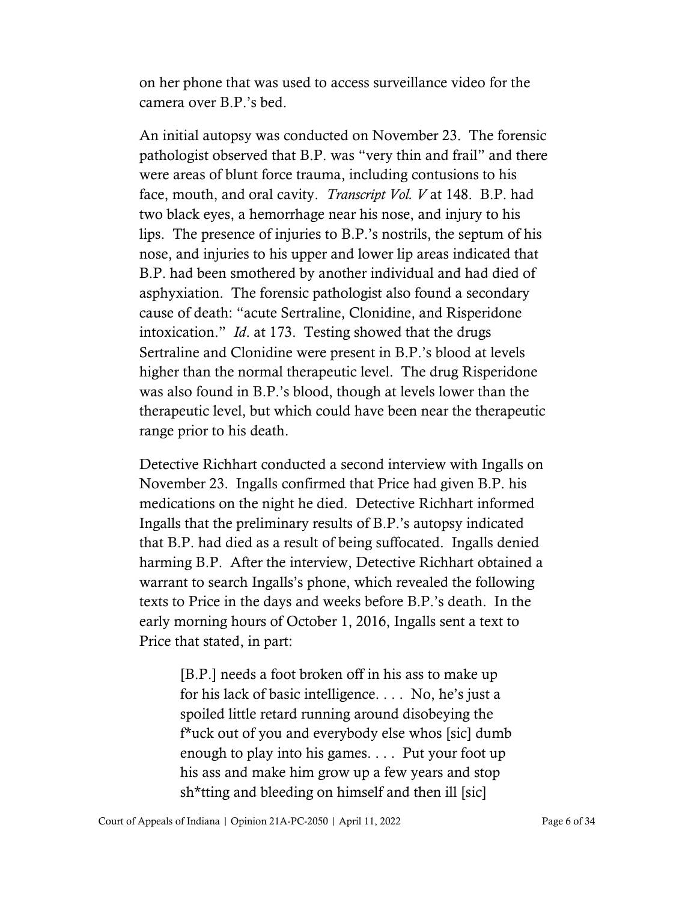on her phone that was used to access surveillance video for the camera over B.P.'s bed.

An initial autopsy was conducted on November 23. The forensic pathologist observed that B.P. was "very thin and frail" and there were areas of blunt force trauma, including contusions to his face, mouth, and oral cavity. *Transcript Vol. V* at 148. B.P. had two black eyes, a hemorrhage near his nose, and injury to his lips. The presence of injuries to B.P.'s nostrils, the septum of his nose, and injuries to his upper and lower lip areas indicated that B.P. had been smothered by another individual and had died of asphyxiation. The forensic pathologist also found a secondary cause of death: "acute Sertraline, Clonidine, and Risperidone intoxication." *Id*. at 173. Testing showed that the drugs Sertraline and Clonidine were present in B.P.'s blood at levels higher than the normal therapeutic level. The drug Risperidone was also found in B.P.'s blood, though at levels lower than the therapeutic level, but which could have been near the therapeutic range prior to his death.

Detective Richhart conducted a second interview with Ingalls on November 23. Ingalls confirmed that Price had given B.P. his medications on the night he died. Detective Richhart informed Ingalls that the preliminary results of B.P.'s autopsy indicated that B.P. had died as a result of being suffocated. Ingalls denied harming B.P. After the interview, Detective Richhart obtained a warrant to search Ingalls's phone, which revealed the following texts to Price in the days and weeks before B.P.'s death. In the early morning hours of October 1, 2016, Ingalls sent a text to Price that stated, in part:

> [B.P.] needs a foot broken off in his ass to make up for his lack of basic intelligence. . . . No, he's just a spoiled little retard running around disobeying the f*uck out of you and everybody else whos [sic] dumb enough to play into his games. . . . Put your foot up his ass and make him grow up a few years and stop sh*tting and bleeding on himself and then ill [sic]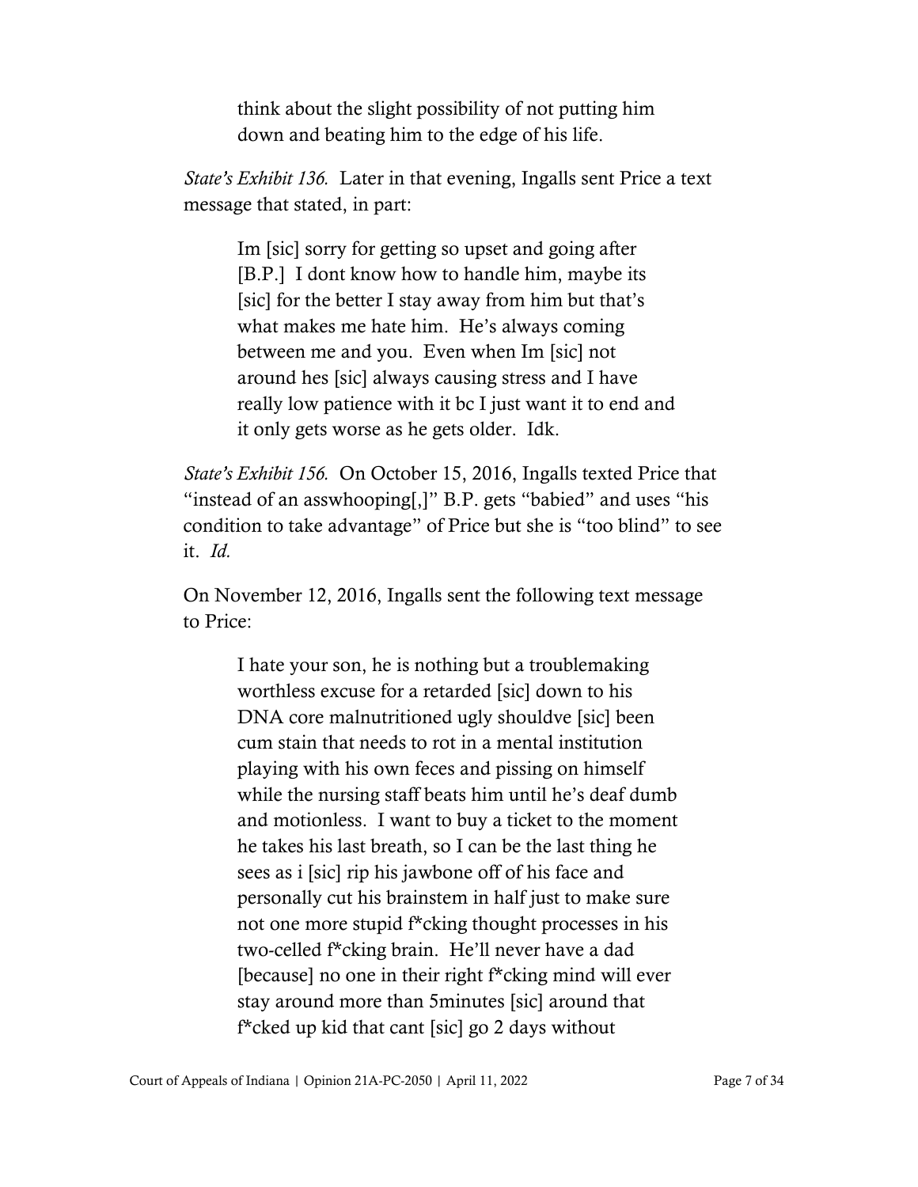> think about the slight possibility of not putting him down and beating him to the edge of his life.

*State's Exhibit 136.* Later in that evening, Ingalls sent Price a text message that stated, in part:

> Im [sic] sorry for getting so upset and going after [B.P.] I dont know how to handle him, maybe its [sic] for the better I stay away from him but that's what makes me hate him. He's always coming between me and you. Even when Im [sic] not around hes [sic] always causing stress and I have really low patience with it bc I just want it to end and it only gets worse as he gets older. Idk.

*State's Exhibit 156.* On October 15, 2016, Ingalls texted Price that "instead of an asswhooping[,]" B.P. gets "babied" and uses "his condition to take advantage" of Price but she is "too blind" to see it. *Id.*

On November 12, 2016, Ingalls sent the following text message to Price:

> I hate your son, he is nothing but a troublemaking worthless excuse for a retarded [sic] down to his DNA core malnutritioned ugly shouldve [sic] been cum stain that needs to rot in a mental institution playing with his own feces and pissing on himself while the nursing staff beats him until he's deaf dumb and motionless. I want to buy a ticket to the moment he takes his last breath, so I can be the last thing he sees as i [sic] rip his jawbone off of his face and personally cut his brainstem in half just to make sure not one more stupid f*cking thought processes in his two-celled f*cking brain. He'll never have a dad [because] no one in their right f*cking mind will ever stay around more than 5minutes [sic] around that f*cked up kid that cant [sic] go 2 days without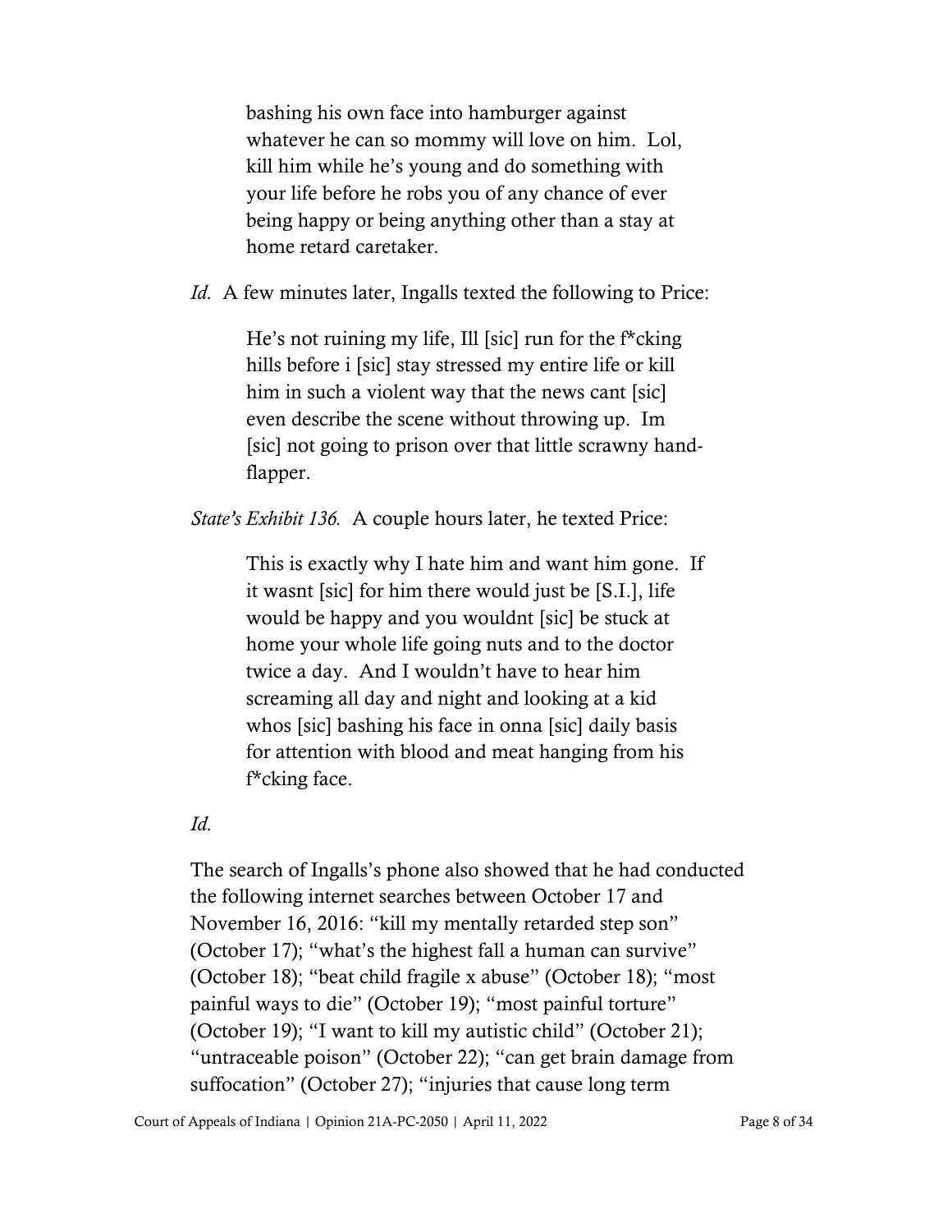> bashing his own face into hamburger against whatever he can so mommy will love on him. Lol, kill him while he's young and do something with your life before he robs you of any chance of ever being happy or being anything other than a stay at home retard caretaker.

*Id.* A few minutes later, Ingalls texted the following to Price:

> He's not ruining my life, Ill [sic] run for the f*cking hills before i [sic] stay stressed my entire life or kill him in such a violent way that the news cant [sic] even describe the scene without throwing up. Im [sic] not going to prison over that little scrawny hand-flapper.

*State's Exhibit 136.* A couple hours later, he texted Price:

> This is exactly why I hate him and want him gone. If it wasnt [sic] for him there would just be [S.I.], life would be happy and you wouldnt [sic] be stuck at home your whole life going nuts and to the doctor twice a day. And I wouldn't have to hear him screaming all day and night and looking at a kid whos [sic] bashing his face in onna [sic] daily basis for attention with blood and meat hanging from his f*cking face.

*Id.*

The search of Ingalls's phone also showed that he had conducted the following internet searches between October 17 and November 16, 2016: "kill my mentally retarded step son" (October 17); "what's the highest fall a human can survive" (October 18); "beat child fragile x abuse" (October 18); "most painful ways to die" (October 19); "most painful torture" (October 19); "I want to kill my autistic child" (October 21); "untraceable poison" (October 22); "can get brain damage from suffocation" (October 27); "injuries that cause long term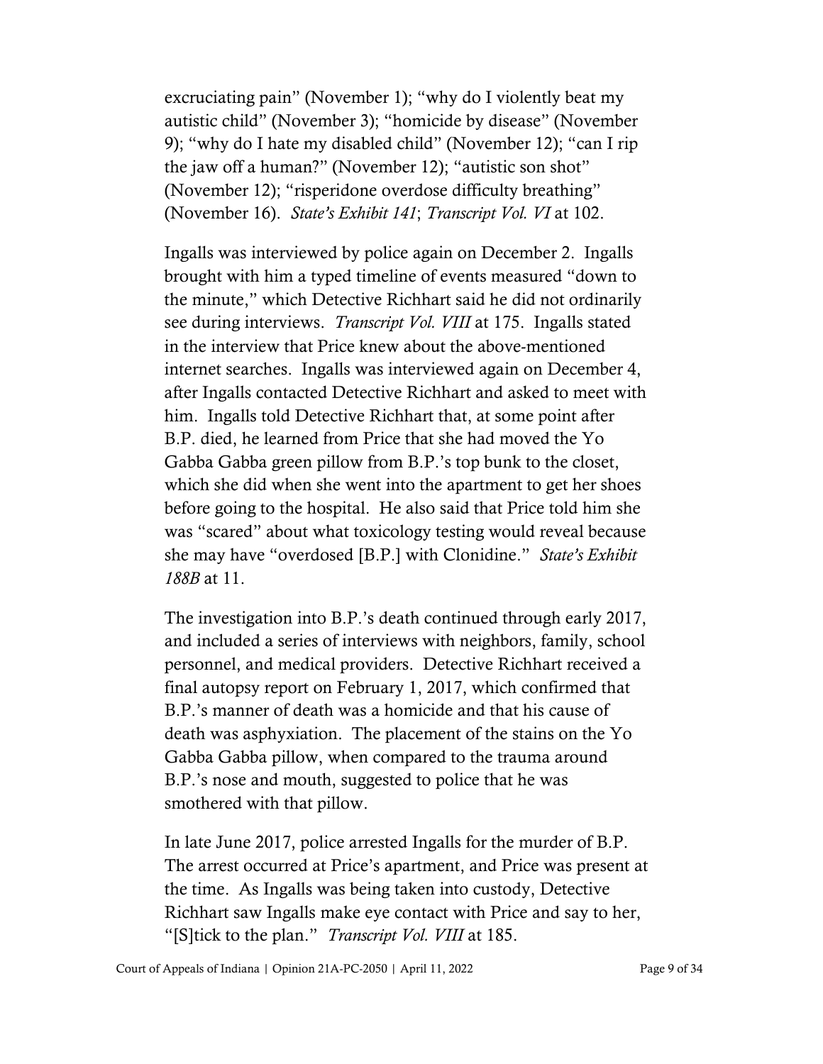excruciating pain" (November 1); "why do I violently beat my autistic child" (November 3); "homicide by disease" (November 9); "why do I hate my disabled child" (November 12); "can I rip the jaw off a human?" (November 12); "autistic son shot" (November 12); "risperidone overdose difficulty breathing" (November 16). *State's Exhibit 141*; *Transcript Vol. VI* at 102.

Ingalls was interviewed by police again on December 2. Ingalls brought with him a typed timeline of events measured "down to the minute," which Detective Richhart said he did not ordinarily see during interviews. *Transcript Vol. VIII* at 175. Ingalls stated in the interview that Price knew about the above-mentioned internet searches. Ingalls was interviewed again on December 4, after Ingalls contacted Detective Richhart and asked to meet with him. Ingalls told Detective Richhart that, at some point after B.P. died, he learned from Price that she had moved the Yo Gabba Gabba green pillow from B.P.'s top bunk to the closet, which she did when she went into the apartment to get her shoes before going to the hospital. He also said that Price told him she was "scared" about what toxicology testing would reveal because she may have "overdosed [B.P.] with Clonidine." *State's Exhibit 188B* at 11.

The investigation into B.P.'s death continued through early 2017, and included a series of interviews with neighbors, family, school personnel, and medical providers. Detective Richhart received a final autopsy report on February 1, 2017, which confirmed that B.P.'s manner of death was a homicide and that his cause of death was asphyxiation. The placement of the stains on the Yo Gabba Gabba pillow, when compared to the trauma around B.P.'s nose and mouth, suggested to police that he was smothered with that pillow.

In late June 2017, police arrested Ingalls for the murder of B.P. The arrest occurred at Price's apartment, and Price was present at the time. As Ingalls was being taken into custody, Detective Richhart saw Ingalls make eye contact with Price and say to her, "[S]tick to the plan." *Transcript Vol. VIII* at 185.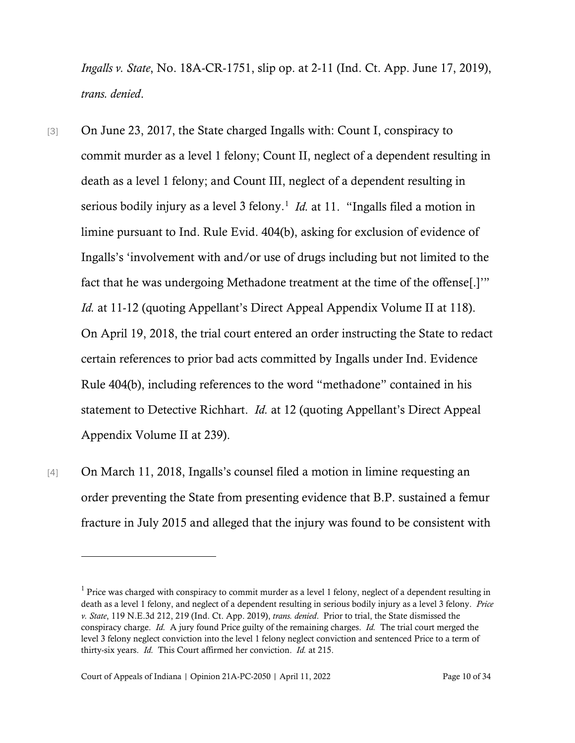*Ingalls v. State*, No. 18A-CR-1751, slip op. at 2-11 (Ind. Ct. App. June 17, 2019), *trans. denied*.

[3] On June 23, 2017, the State charged Ingalls with: Count I, conspiracy to commit murder as a level 1 felony; Count II, neglect of a dependent resulting in death as a level 1 felony; and Count III, neglect of a dependent resulting in serious bodily injury as a level 3 felony.[1] *Id.* at 11. "Ingalls filed a motion in limine pursuant to Ind. Rule Evid. 404(b), asking for exclusion of evidence of Ingalls's 'involvement with and/or use of drugs including but not limited to the fact that he was undergoing Methadone treatment at the time of the offense[.]'" *Id.* at 11-12 (quoting Appellant's Direct Appeal Appendix Volume II at 118). On April 19, 2018, the trial court entered an order instructing the State to redact certain references to prior bad acts committed by Ingalls under Ind. Evidence Rule 404(b), including references to the word "methadone" contained in his statement to Detective Richhart. *Id.* at 12 (quoting Appellant's Direct Appeal Appendix Volume II at 239).

[4] On March 11, 2018, Ingalls's counsel filed a motion in limine requesting an order preventing the State from presenting evidence that B.P. sustained a femur fracture in July 2015 and alleged that the injury was found to be consistent with

---

[1] Price was charged with conspiracy to commit murder as a level 1 felony, neglect of a dependent resulting in death as a level 1 felony, and neglect of a dependent resulting in serious bodily injury as a level 3 felony. *Price v. State*, 119 N.E.3d 212, 219 (Ind. Ct. App. 2019), *trans. denied*. Prior to trial, the State dismissed the conspiracy charge. *Id.* A jury found Price guilty of the remaining charges. *Id.* The trial court merged the level 3 felony neglect conviction into the level 1 felony neglect conviction and sentenced Price to a term of thirty-six years. *Id.* This Court affirmed her conviction. *Id.* at 215.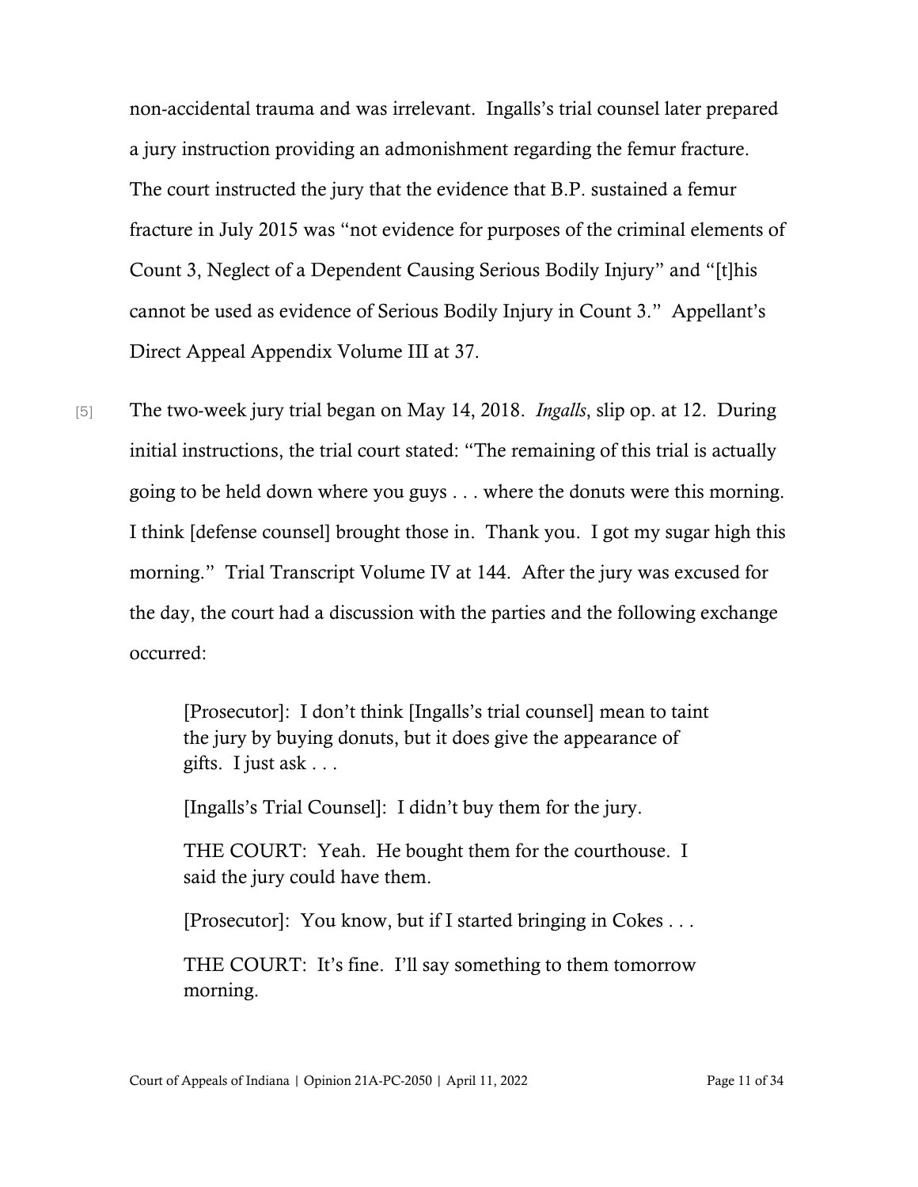non-accidental trauma and was irrelevant. Ingalls's trial counsel later prepared a jury instruction providing an admonishment regarding the femur fracture. The court instructed the jury that the evidence that B.P. sustained a femur fracture in July 2015 was "not evidence for purposes of the criminal elements of Count 3, Neglect of a Dependent Causing Serious Bodily Injury" and "[t]his cannot be used as evidence of Serious Bodily Injury in Count 3." Appellant's Direct Appeal Appendix Volume III at 37.

[5] The two-week jury trial began on May 14, 2018. *Ingalls*, slip op. at 12. During initial instructions, the trial court stated: "The remaining of this trial is actually going to be held down where you guys . . . where the donuts were this morning. I think [defense counsel] brought those in. Thank you. I got my sugar high this morning." Trial Transcript Volume IV at 144. After the jury was excused for the day, the court had a discussion with the parties and the following exchange occurred:

> [Prosecutor]: I don't think [Ingalls's trial counsel] mean to taint the jury by buying donuts, but it does give the appearance of gifts. I just ask . . .
>
> [Ingalls's Trial Counsel]: I didn't buy them for the jury.
>
> THE COURT: Yeah. He bought them for the courthouse. I said the jury could have them.
>
> [Prosecutor]: You know, but if I started bringing in Cokes . . .
>
> THE COURT: It's fine. I'll say something to them tomorrow morning.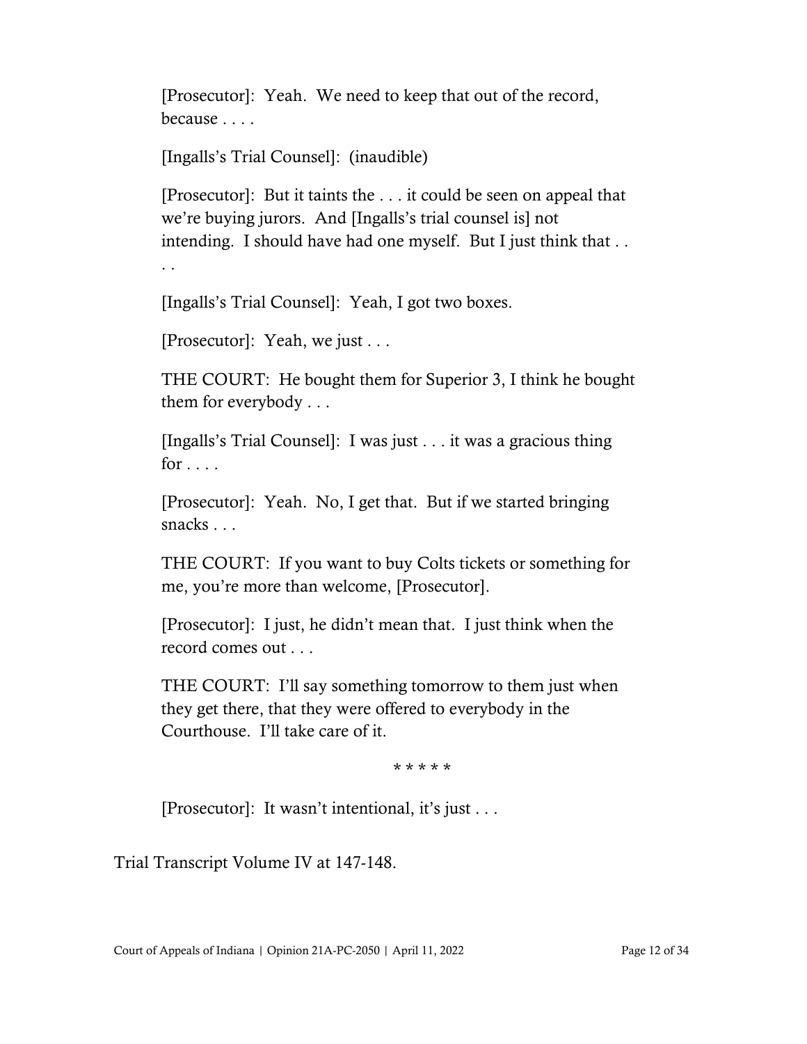[Prosecutor]: Yeah. We need to keep that out of the record, because . . . .

[Ingalls's Trial Counsel]: (inaudible)

[Prosecutor]: But it taints the . . . it could be seen on appeal that we're buying jurors. And [Ingalls's trial counsel is] not intending. I should have had one myself. But I just think that . . . .

[Ingalls's Trial Counsel]: Yeah, I got two boxes.

[Prosecutor]: Yeah, we just . . .

THE COURT: He bought them for Superior 3, I think he bought them for everybody . . .

[Ingalls's Trial Counsel]: I was just . . . it was a gracious thing for . . . .

[Prosecutor]: Yeah. No, I get that. But if we started bringing snacks . . .

THE COURT: If you want to buy Colts tickets or something for me, you're more than welcome, [Prosecutor].

[Prosecutor]: I just, he didn't mean that. I just think when the record comes out . . .

THE COURT: I'll say something tomorrow to them just when they get there, that they were offered to everybody in the Courthouse. I'll take care of it.

* * * * *

[Prosecutor]: It wasn't intentional, it's just . . .

Trial Transcript Volume IV at 147-148.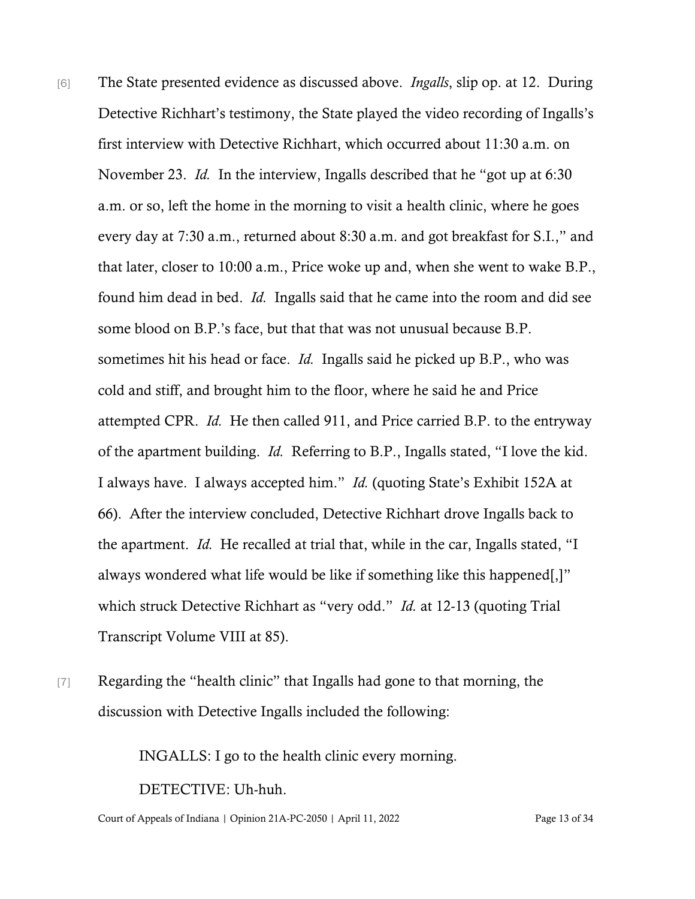[6] The State presented evidence as discussed above. *Ingalls*, slip op. at 12. During Detective Richhart's testimony, the State played the video recording of Ingalls's first interview with Detective Richhart, which occurred about 11:30 a.m. on November 23. *Id.* In the interview, Ingalls described that he "got up at 6:30 a.m. or so, left the home in the morning to visit a health clinic, where he goes every day at 7:30 a.m., returned about 8:30 a.m. and got breakfast for S.I.," and that later, closer to 10:00 a.m., Price woke up and, when she went to wake B.P., found him dead in bed. *Id.* Ingalls said that he came into the room and did see some blood on B.P.'s face, but that that was not unusual because B.P. sometimes hit his head or face. *Id.* Ingalls said he picked up B.P., who was cold and stiff, and brought him to the floor, where he said he and Price attempted CPR. *Id.* He then called 911, and Price carried B.P. to the entryway of the apartment building. *Id.* Referring to B.P., Ingalls stated, "I love the kid. I always have. I always accepted him." *Id.* (quoting State's Exhibit 152A at 66). After the interview concluded, Detective Richhart drove Ingalls back to the apartment. *Id.* He recalled at trial that, while in the car, Ingalls stated, "I always wondered what life would be like if something like this happened[,]" which struck Detective Richhart as "very odd." *Id.* at 12-13 (quoting Trial Transcript Volume VIII at 85).

[7] Regarding the "health clinic" that Ingalls had gone to that morning, the discussion with Detective Ingalls included the following:

> INGALLS: I go to the health clinic every morning.
>
> DETECTIVE: Uh-huh.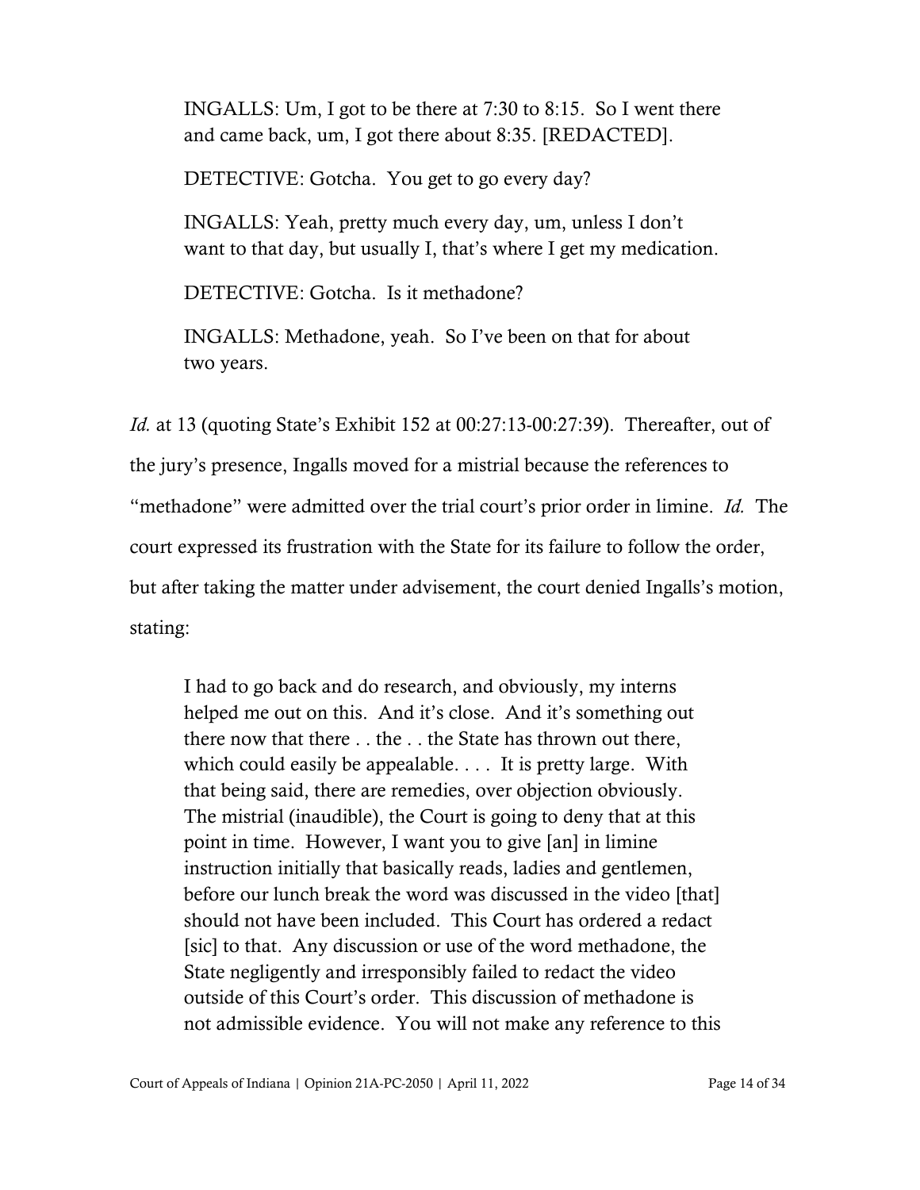> INGALLS: Um, I got to be there at 7:30 to 8:15. So I went there and came back, um, I got there about 8:35. [REDACTED].
>
> DETECTIVE: Gotcha. You get to go every day?
>
> INGALLS: Yeah, pretty much every day, um, unless I don't want to that day, but usually I, that's where I get my medication.
>
> DETECTIVE: Gotcha. Is it methadone?
>
> INGALLS: Methadone, yeah. So I've been on that for about two years.

*Id.* at 13 (quoting State's Exhibit 152 at 00:27:13-00:27:39). Thereafter, out of the jury's presence, Ingalls moved for a mistrial because the references to "methadone" were admitted over the trial court's prior order in limine. *Id.* The court expressed its frustration with the State for its failure to follow the order, but after taking the matter under advisement, the court denied Ingalls's motion, stating:

> I had to go back and do research, and obviously, my interns helped me out on this. And it's close. And it's something out there now that there . . the . . the State has thrown out there, which could easily be appealable. . . . It is pretty large. With that being said, there are remedies, over objection obviously. The mistrial (inaudible), the Court is going to deny that at this point in time. However, I want you to give [an] in limine instruction initially that basically reads, ladies and gentlemen, before our lunch break the word was discussed in the video [that] should not have been included. This Court has ordered a redact [sic] to that. Any discussion or use of the word methadone, the State negligently and irresponsibly failed to redact the video outside of this Court's order. This discussion of methadone is not admissible evidence. You will not make any reference to this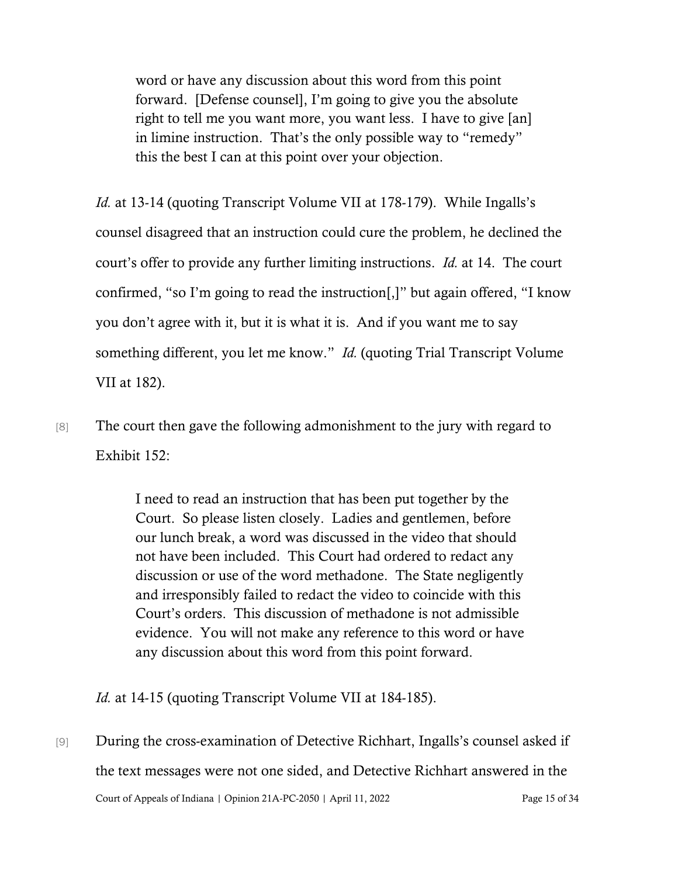> word or have any discussion about this word from this point forward. [Defense counsel], I'm going to give you the absolute right to tell me you want more, you want less. I have to give [an] in limine instruction. That's the only possible way to "remedy" this the best I can at this point over your objection.

*Id.* at 13-14 (quoting Transcript Volume VII at 178-179). While Ingalls's counsel disagreed that an instruction could cure the problem, he declined the court's offer to provide any further limiting instructions. *Id.* at 14. The court confirmed, "so I'm going to read the instruction[,]" but again offered, "I know you don't agree with it, but it is what it is. And if you want me to say something different, you let me know." *Id.* (quoting Trial Transcript Volume VII at 182).

[8] The court then gave the following admonishment to the jury with regard to Exhibit 152:

> I need to read an instruction that has been put together by the Court. So please listen closely. Ladies and gentlemen, before our lunch break, a word was discussed in the video that should not have been included. This Court had ordered to redact any discussion or use of the word methadone. The State negligently and irresponsibly failed to redact the video to coincide with this Court's orders. This discussion of methadone is not admissible evidence. You will not make any reference to this word or have any discussion about this word from this point forward.

*Id.* at 14-15 (quoting Transcript Volume VII at 184-185).

[9] During the cross-examination of Detective Richhart, Ingalls's counsel asked if the text messages were not one sided, and Detective Richhart answered in the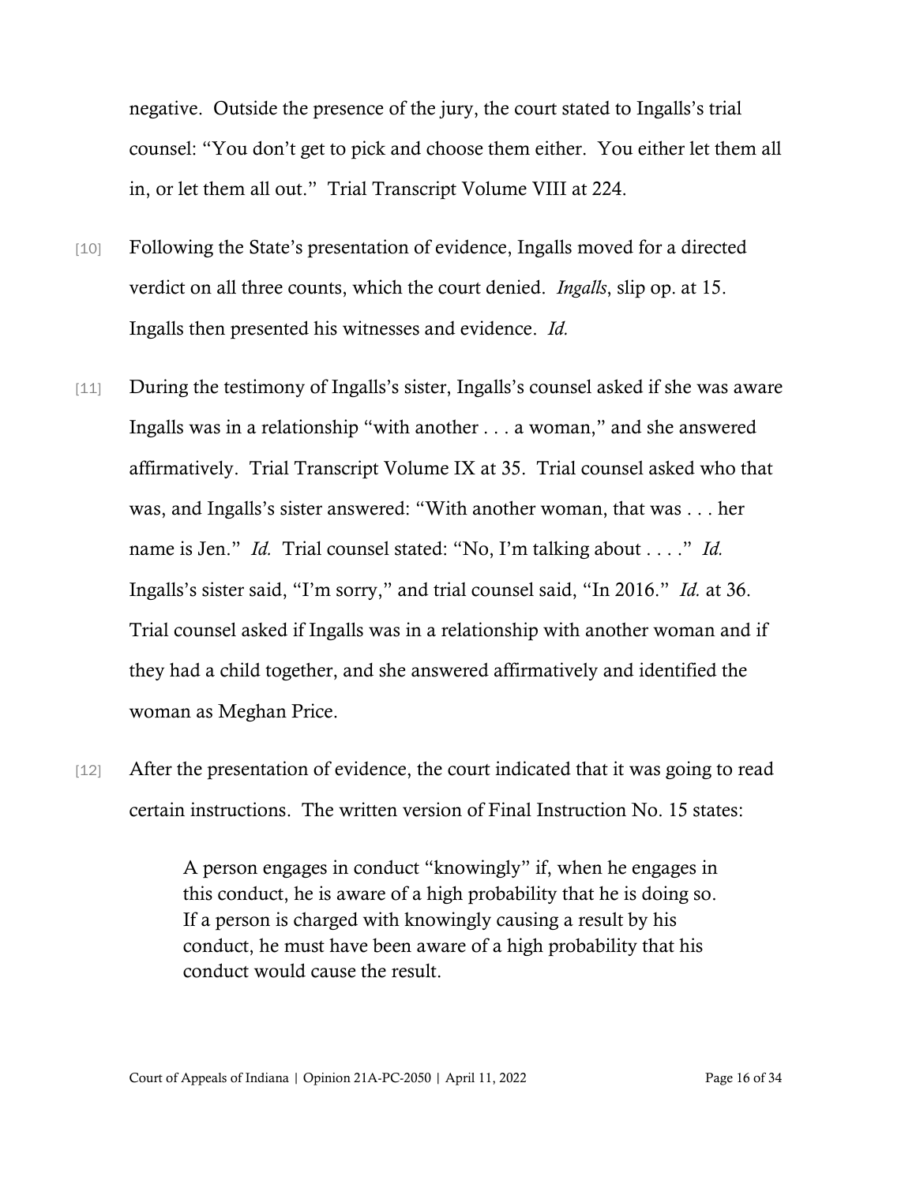negative. Outside the presence of the jury, the court stated to Ingalls's trial counsel: "You don't get to pick and choose them either. You either let them all in, or let them all out." Trial Transcript Volume VIII at 224.

[10] Following the State's presentation of evidence, Ingalls moved for a directed verdict on all three counts, which the court denied. *Ingalls*, slip op. at 15. Ingalls then presented his witnesses and evidence. *Id.*

[11] During the testimony of Ingalls's sister, Ingalls's counsel asked if she was aware Ingalls was in a relationship "with another . . . a woman," and she answered affirmatively. Trial Transcript Volume IX at 35. Trial counsel asked who that was, and Ingalls's sister answered: "With another woman, that was . . . her name is Jen." *Id.* Trial counsel stated: "No, I'm talking about . . . ." *Id.* Ingalls's sister said, "I'm sorry," and trial counsel said, "In 2016." *Id.* at 36. Trial counsel asked if Ingalls was in a relationship with another woman and if they had a child together, and she answered affirmatively and identified the woman as Meghan Price.

[12] After the presentation of evidence, the court indicated that it was going to read certain instructions. The written version of Final Instruction No. 15 states:

> A person engages in conduct "knowingly" if, when he engages in this conduct, he is aware of a high probability that he is doing so. If a person is charged with knowingly causing a result by his conduct, he must have been aware of a high probability that his conduct would cause the result.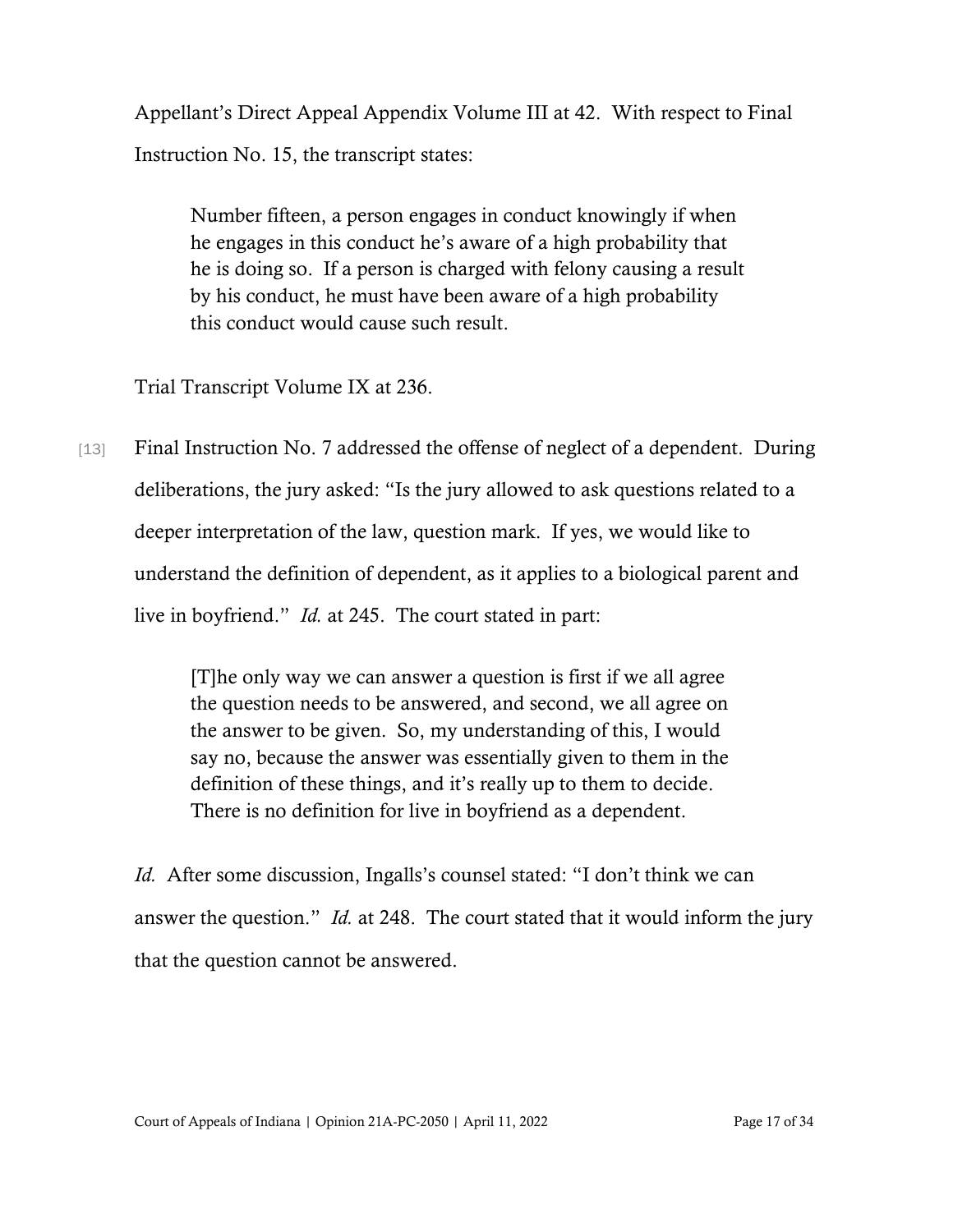Appellant's Direct Appeal Appendix Volume III at 42. With respect to Final Instruction No. 15, the transcript states:

> Number fifteen, a person engages in conduct knowingly if when he engages in this conduct he's aware of a high probability that he is doing so. If a person is charged with felony causing a result by his conduct, he must have been aware of a high probability this conduct would cause such result.

Trial Transcript Volume IX at 236.

[13] Final Instruction No. 7 addressed the offense of neglect of a dependent. During deliberations, the jury asked: "Is the jury allowed to ask questions related to a deeper interpretation of the law, question mark. If yes, we would like to understand the definition of dependent, as it applies to a biological parent and live in boyfriend." *Id.* at 245. The court stated in part:

> [T]he only way we can answer a question is first if we all agree the question needs to be answered, and second, we all agree on the answer to be given. So, my understanding of this, I would say no, because the answer was essentially given to them in the definition of these things, and it's really up to them to decide. There is no definition for live in boyfriend as a dependent.

*Id.* After some discussion, Ingalls's counsel stated: "I don't think we can answer the question." *Id.* at 248. The court stated that it would inform the jury that the question cannot be answered.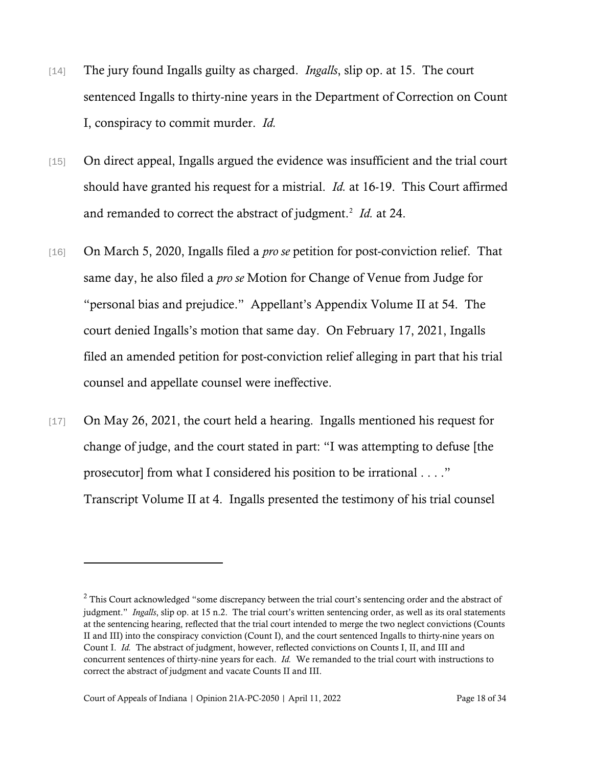[14] The jury found Ingalls guilty as charged. *Ingalls*, slip op. at 15. The court sentenced Ingalls to thirty-nine years in the Department of Correction on Count I, conspiracy to commit murder. *Id.*

[15] On direct appeal, Ingalls argued the evidence was insufficient and the trial court should have granted his request for a mistrial. *Id.* at 16-19. This Court affirmed and remanded to correct the abstract of judgment.[2] *Id.* at 24.

[16] On March 5, 2020, Ingalls filed a *pro se* petition for post-conviction relief. That same day, he also filed a *pro se* Motion for Change of Venue from Judge for "personal bias and prejudice." Appellant's Appendix Volume II at 54. The court denied Ingalls's motion that same day. On February 17, 2021, Ingalls filed an amended petition for post-conviction relief alleging in part that his trial counsel and appellate counsel were ineffective.

[17] On May 26, 2021, the court held a hearing. Ingalls mentioned his request for change of judge, and the court stated in part: "I was attempting to defuse [the prosecutor] from what I considered his position to be irrational . . . ." Transcript Volume II at 4. Ingalls presented the testimony of his trial counsel

---

[2] This Court acknowledged "some discrepancy between the trial court's sentencing order and the abstract of judgment." *Ingalls*, slip op. at 15 n.2. The trial court's written sentencing order, as well as its oral statements at the sentencing hearing, reflected that the trial court intended to merge the two neglect convictions (Counts II and III) into the conspiracy conviction (Count I), and the court sentenced Ingalls to thirty-nine years on Count I. *Id.* The abstract of judgment, however, reflected convictions on Counts I, II, and III and concurrent sentences of thirty-nine years for each. *Id.* We remanded to the trial court with instructions to correct the abstract of judgment and vacate Counts II and III.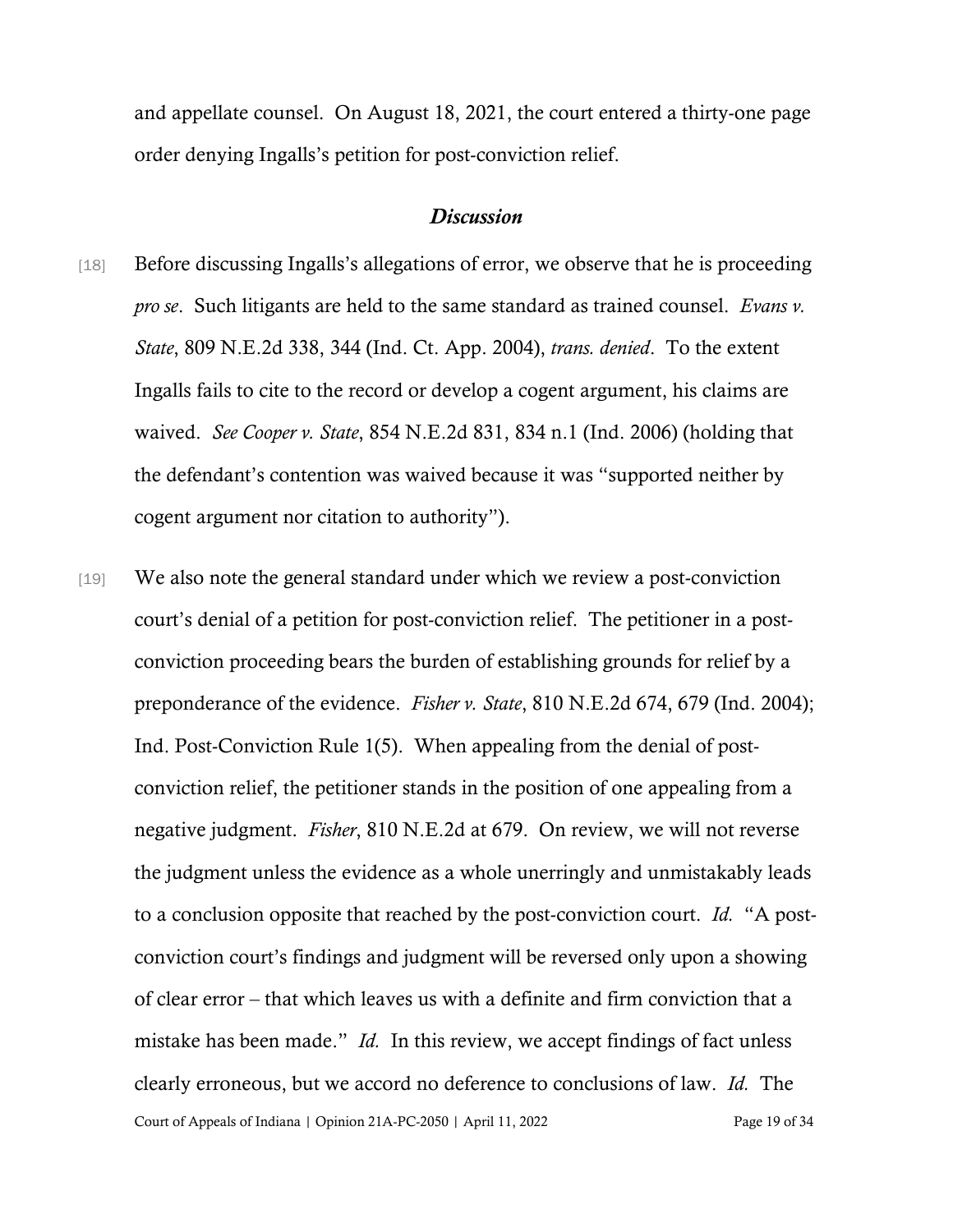and appellate counsel. On August 18, 2021, the court entered a thirty-one page order denying Ingalls's petition for post-conviction relief.

### *Discussion*

[18] Before discussing Ingalls's allegations of error, we observe that he is proceeding *pro se*. Such litigants are held to the same standard as trained counsel. *Evans v. State*, 809 N.E.2d 338, 344 (Ind. Ct. App. 2004), *trans. denied*. To the extent Ingalls fails to cite to the record or develop a cogent argument, his claims are waived. *See Cooper v. State*, 854 N.E.2d 831, 834 n.1 (Ind. 2006) (holding that the defendant's contention was waived because it was "supported neither by cogent argument nor citation to authority").

[19] We also note the general standard under which we review a post-conviction court's denial of a petition for post-conviction relief. The petitioner in a post-conviction proceeding bears the burden of establishing grounds for relief by a preponderance of the evidence. *Fisher v. State*, 810 N.E.2d 674, 679 (Ind. 2004); Ind. Post-Conviction Rule 1(5). When appealing from the denial of post-conviction relief, the petitioner stands in the position of one appealing from a negative judgment. *Fisher*, 810 N.E.2d at 679. On review, we will not reverse the judgment unless the evidence as a whole unerringly and unmistakably leads to a conclusion opposite that reached by the post-conviction court. *Id.* "A post-conviction court's findings and judgment will be reversed only upon a showing of clear error – that which leaves us with a definite and firm conviction that a mistake has been made." *Id.* In this review, we accept findings of fact unless clearly erroneous, but we accord no deference to conclusions of law. *Id.* The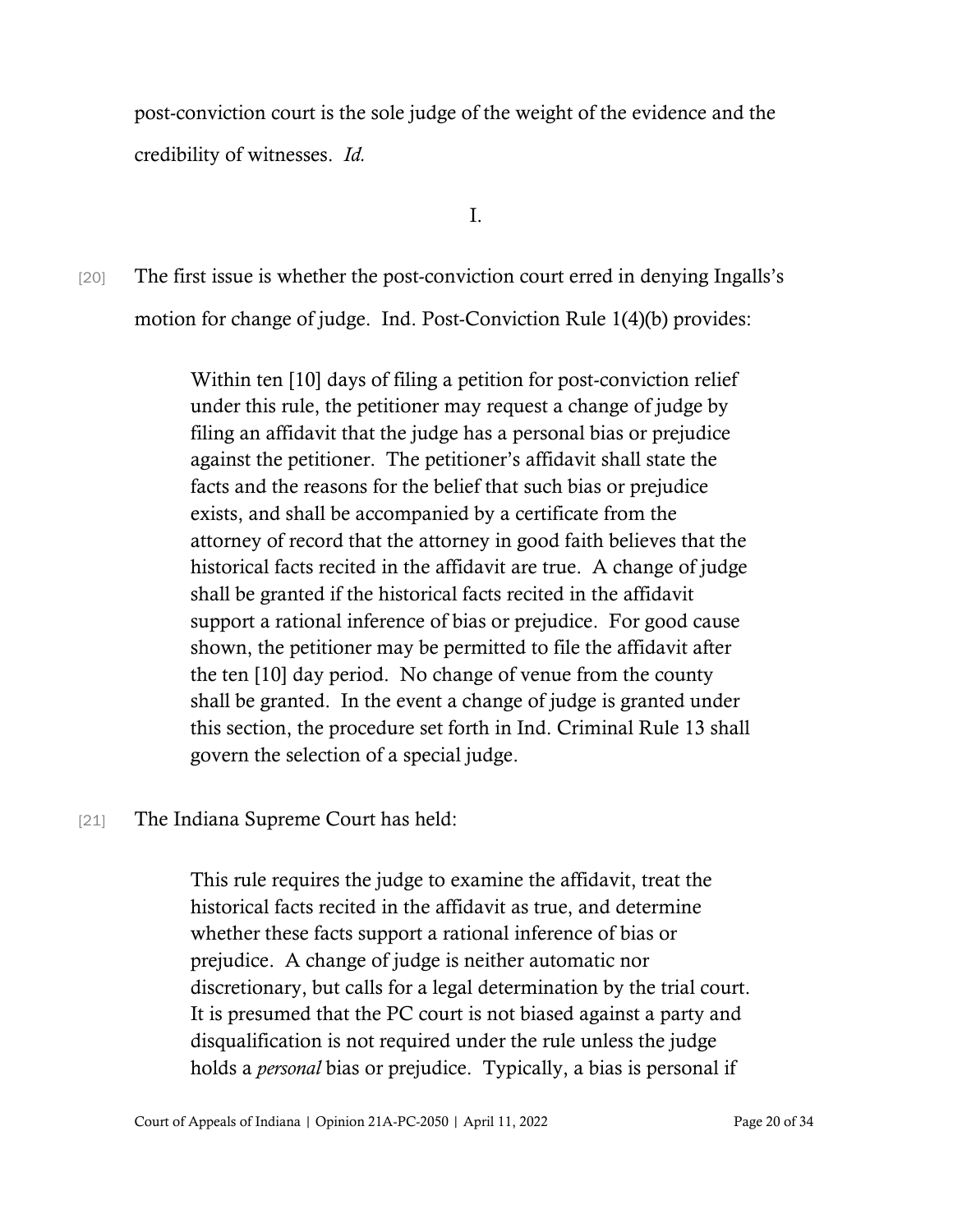post-conviction court is the sole judge of the weight of the evidence and the credibility of witnesses. *Id.*

I.

[20] The first issue is whether the post-conviction court erred in denying Ingalls's motion for change of judge. Ind. Post-Conviction Rule 1(4)(b) provides:

> Within ten [10] days of filing a petition for post-conviction relief under this rule, the petitioner may request a change of judge by filing an affidavit that the judge has a personal bias or prejudice against the petitioner. The petitioner's affidavit shall state the facts and the reasons for the belief that such bias or prejudice exists, and shall be accompanied by a certificate from the attorney of record that the attorney in good faith believes that the historical facts recited in the affidavit are true. A change of judge shall be granted if the historical facts recited in the affidavit support a rational inference of bias or prejudice. For good cause shown, the petitioner may be permitted to file the affidavit after the ten [10] day period. No change of venue from the county shall be granted. In the event a change of judge is granted under this section, the procedure set forth in Ind. Criminal Rule 13 shall govern the selection of a special judge.

[21] The Indiana Supreme Court has held:

> This rule requires the judge to examine the affidavit, treat the historical facts recited in the affidavit as true, and determine whether these facts support a rational inference of bias or prejudice. A change of judge is neither automatic nor discretionary, but calls for a legal determination by the trial court. It is presumed that the PC court is not biased against a party and disqualification is not required under the rule unless the judge holds a *personal* bias or prejudice. Typically, a bias is personal if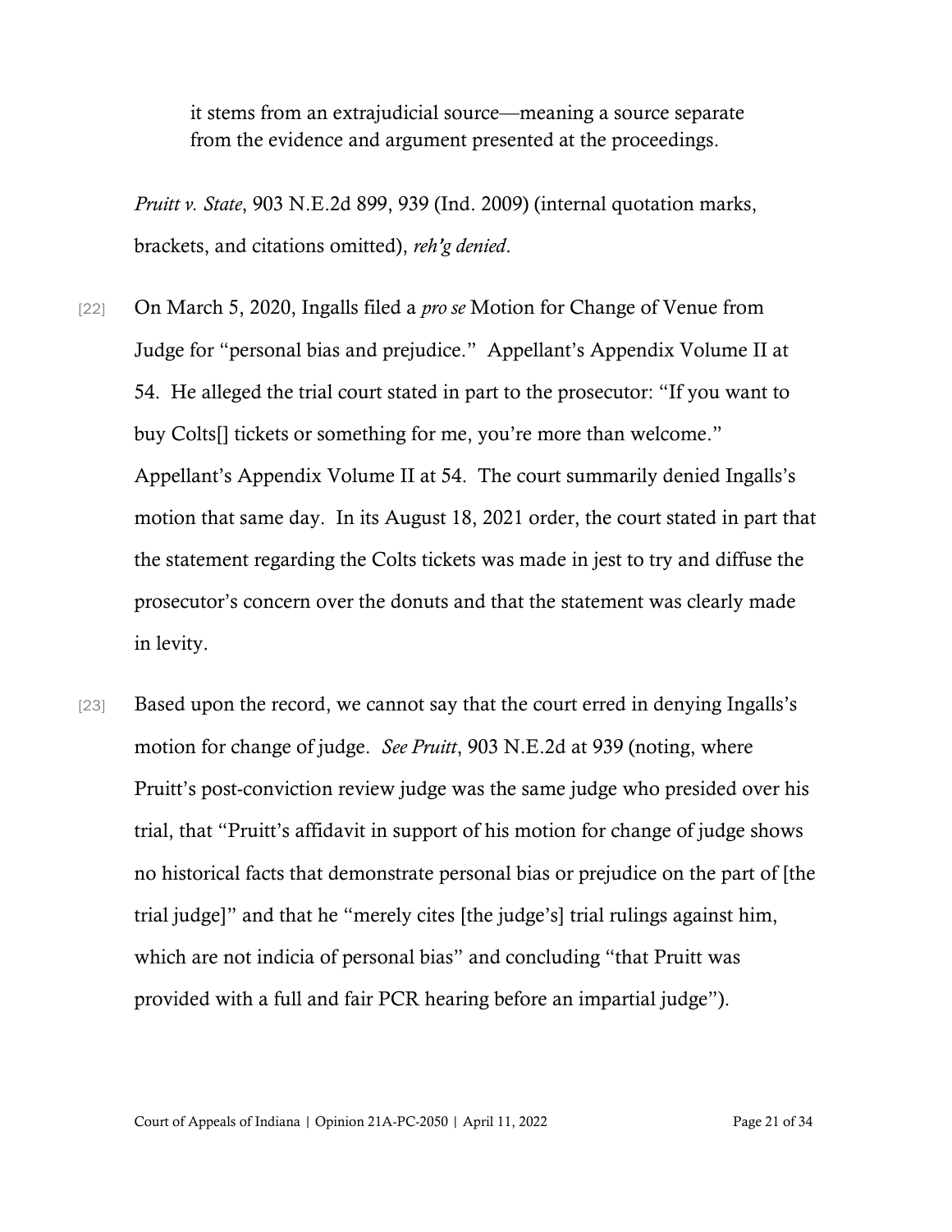> it stems from an extrajudicial source—meaning a source separate from the evidence and argument presented at the proceedings.

*Pruitt v. State*, 903 N.E.2d 899, 939 (Ind. 2009) (internal quotation marks, brackets, and citations omitted), *reh'g denied*.

[22] On March 5, 2020, Ingalls filed a *pro se* Motion for Change of Venue from Judge for "personal bias and prejudice." Appellant's Appendix Volume II at 54. He alleged the trial court stated in part to the prosecutor: "If you want to buy Colts[] tickets or something for me, you're more than welcome." Appellant's Appendix Volume II at 54. The court summarily denied Ingalls's motion that same day. In its August 18, 2021 order, the court stated in part that the statement regarding the Colts tickets was made in jest to try and diffuse the prosecutor's concern over the donuts and that the statement was clearly made in levity.

[23] Based upon the record, we cannot say that the court erred in denying Ingalls's motion for change of judge. *See Pruitt*, 903 N.E.2d at 939 (noting, where Pruitt's post-conviction review judge was the same judge who presided over his trial, that "Pruitt's affidavit in support of his motion for change of judge shows no historical facts that demonstrate personal bias or prejudice on the part of [the trial judge]" and that he "merely cites [the judge's] trial rulings against him, which are not indicia of personal bias" and concluding "that Pruitt was provided with a full and fair PCR hearing before an impartial judge").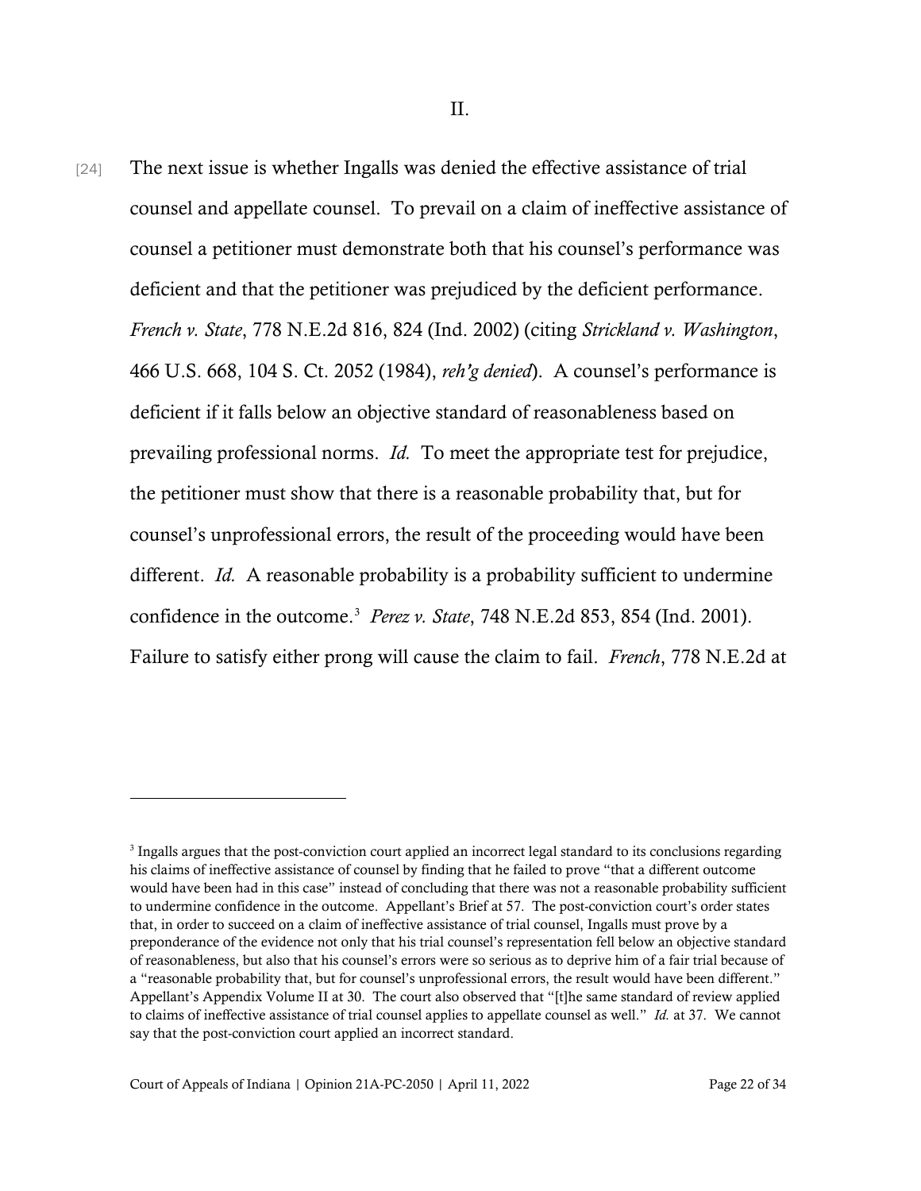II.

[24] The next issue is whether Ingalls was denied the effective assistance of trial counsel and appellate counsel. To prevail on a claim of ineffective assistance of counsel a petitioner must demonstrate both that his counsel's performance was deficient and that the petitioner was prejudiced by the deficient performance. *French v. State*, 778 N.E.2d 816, 824 (Ind. 2002) (citing *Strickland v. Washington*, 466 U.S. 668, 104 S. Ct. 2052 (1984), *reh'g denied*). A counsel's performance is deficient if it falls below an objective standard of reasonableness based on prevailing professional norms. *Id.* To meet the appropriate test for prejudice, the petitioner must show that there is a reasonable probability that, but for counsel's unprofessional errors, the result of the proceeding would have been different. *Id.* A reasonable probability is a probability sufficient to undermine confidence in the outcome.[3] *Perez v. State*, 748 N.E.2d 853, 854 (Ind. 2001). Failure to satisfy either prong will cause the claim to fail. *French*, 778 N.E.2d at

---

[3] Ingalls argues that the post-conviction court applied an incorrect legal standard to its conclusions regarding his claims of ineffective assistance of counsel by finding that he failed to prove "that a different outcome would have been had in this case" instead of concluding that there was not a reasonable probability sufficient to undermine confidence in the outcome. Appellant's Brief at 57. The post-conviction court's order states that, in order to succeed on a claim of ineffective assistance of trial counsel, Ingalls must prove by a preponderance of the evidence not only that his trial counsel's representation fell below an objective standard of reasonableness, but also that his counsel's errors were so serious as to deprive him of a fair trial because of a "reasonable probability that, but for counsel's unprofessional errors, the result would have been different." Appellant's Appendix Volume II at 30. The court also observed that "[t]he same standard of review applied to claims of ineffective assistance of trial counsel applies to appellate counsel as well." *Id.* at 37. We cannot say that the post-conviction court applied an incorrect standard.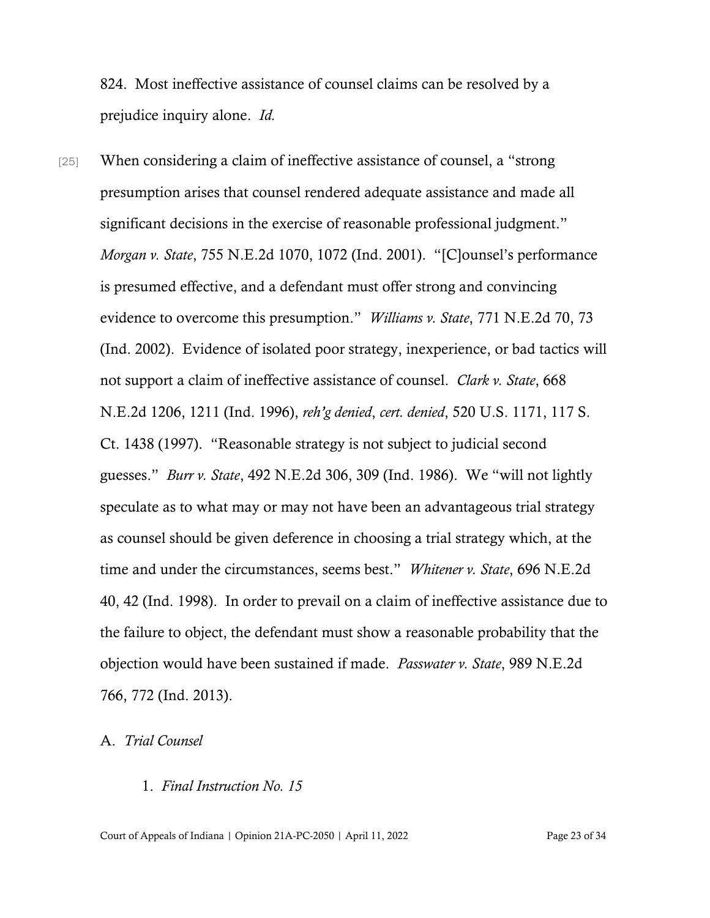824. Most ineffective assistance of counsel claims can be resolved by a prejudice inquiry alone. *Id.*

[25] When considering a claim of ineffective assistance of counsel, a "strong presumption arises that counsel rendered adequate assistance and made all significant decisions in the exercise of reasonable professional judgment." *Morgan v. State*, 755 N.E.2d 1070, 1072 (Ind. 2001). "[C]ounsel's performance is presumed effective, and a defendant must offer strong and convincing evidence to overcome this presumption." *Williams v. State*, 771 N.E.2d 70, 73 (Ind. 2002). Evidence of isolated poor strategy, inexperience, or bad tactics will not support a claim of ineffective assistance of counsel. *Clark v. State*, 668 N.E.2d 1206, 1211 (Ind. 1996), *reh'g denied*, *cert. denied*, 520 U.S. 1171, 117 S. Ct. 1438 (1997). "Reasonable strategy is not subject to judicial second guesses." *Burr v. State*, 492 N.E.2d 306, 309 (Ind. 1986). We "will not lightly speculate as to what may or may not have been an advantageous trial strategy as counsel should be given deference in choosing a trial strategy which, at the time and under the circumstances, seems best." *Whitener v. State*, 696 N.E.2d 40, 42 (Ind. 1998). In order to prevail on a claim of ineffective assistance due to the failure to object, the defendant must show a reasonable probability that the objection would have been sustained if made. *Passwater v. State*, 989 N.E.2d 766, 772 (Ind. 2013).

A. *Trial Counsel*

1. *Final Instruction No. 15*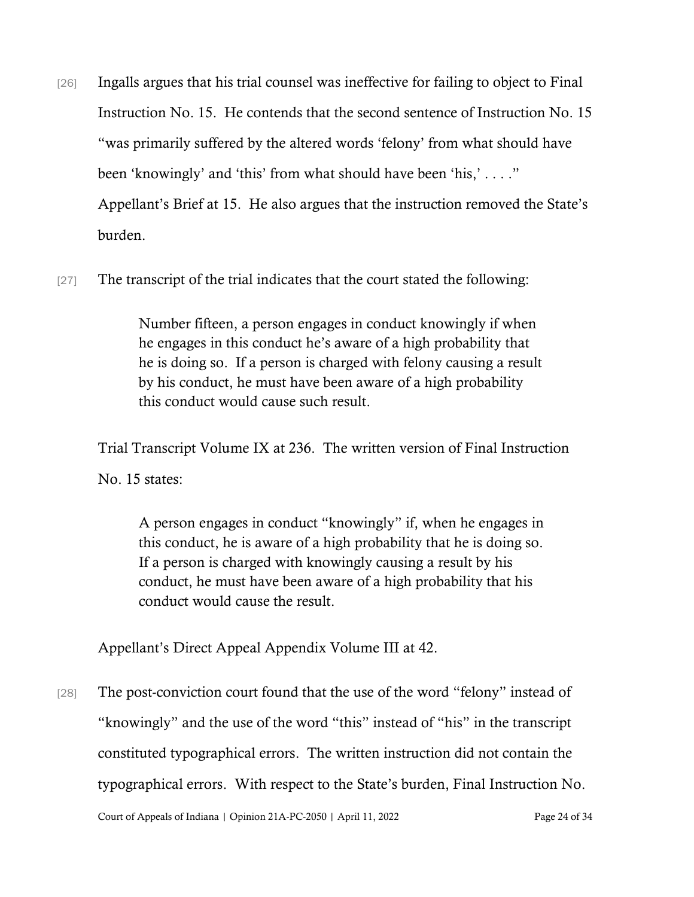[26] Ingalls argues that his trial counsel was ineffective for failing to object to Final Instruction No. 15. He contends that the second sentence of Instruction No. 15 "was primarily suffered by the altered words 'felony' from what should have been 'knowingly' and 'this' from what should have been 'his,' . . . ." Appellant's Brief at 15. He also argues that the instruction removed the State's burden.

[27] The transcript of the trial indicates that the court stated the following:

> Number fifteen, a person engages in conduct knowingly if when he engages in this conduct he's aware of a high probability that he is doing so. If a person is charged with felony causing a result by his conduct, he must have been aware of a high probability this conduct would cause such result.

Trial Transcript Volume IX at 236. The written version of Final Instruction No. 15 states:

> A person engages in conduct "knowingly" if, when he engages in this conduct, he is aware of a high probability that he is doing so. If a person is charged with knowingly causing a result by his conduct, he must have been aware of a high probability that his conduct would cause the result.

Appellant's Direct Appeal Appendix Volume III at 42.

[28] The post-conviction court found that the use of the word "felony" instead of "knowingly" and the use of the word "this" instead of "his" in the transcript constituted typographical errors. The written instruction did not contain the typographical errors. With respect to the State's burden, Final Instruction No.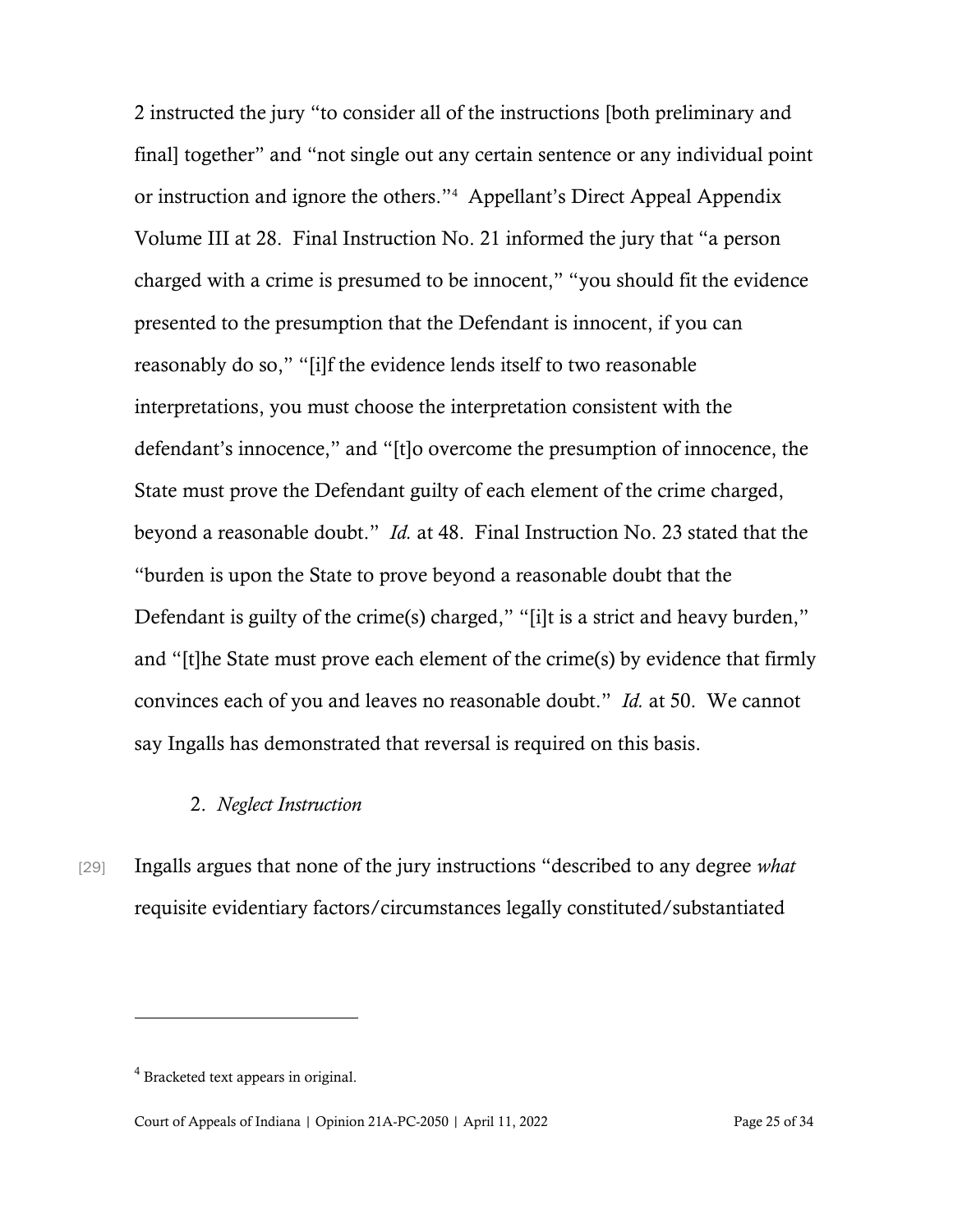2 instructed the jury "to consider all of the instructions [both preliminary and final] together" and "not single out any certain sentence or any individual point or instruction and ignore the others."[4] Appellant's Direct Appeal Appendix Volume III at 28. Final Instruction No. 21 informed the jury that "a person charged with a crime is presumed to be innocent," "you should fit the evidence presented to the presumption that the Defendant is innocent, if you can reasonably do so," "[i]f the evidence lends itself to two reasonable interpretations, you must choose the interpretation consistent with the defendant's innocence," and "[t]o overcome the presumption of innocence, the State must prove the Defendant guilty of each element of the crime charged, beyond a reasonable doubt." *Id.* at 48. Final Instruction No. 23 stated that the "burden is upon the State to prove beyond a reasonable doubt that the Defendant is guilty of the crime(s) charged," "[i]t is a strict and heavy burden," and "[t]he State must prove each element of the crime(s) by evidence that firmly convinces each of you and leaves no reasonable doubt." *Id.* at 50. We cannot say Ingalls has demonstrated that reversal is required on this basis.

2. *Neglect Instruction*

[29] Ingalls argues that none of the jury instructions "described to any degree *what* requisite evidentiary factors/circumstances legally constituted/substantiated

---

[4] Bracketed text appears in original.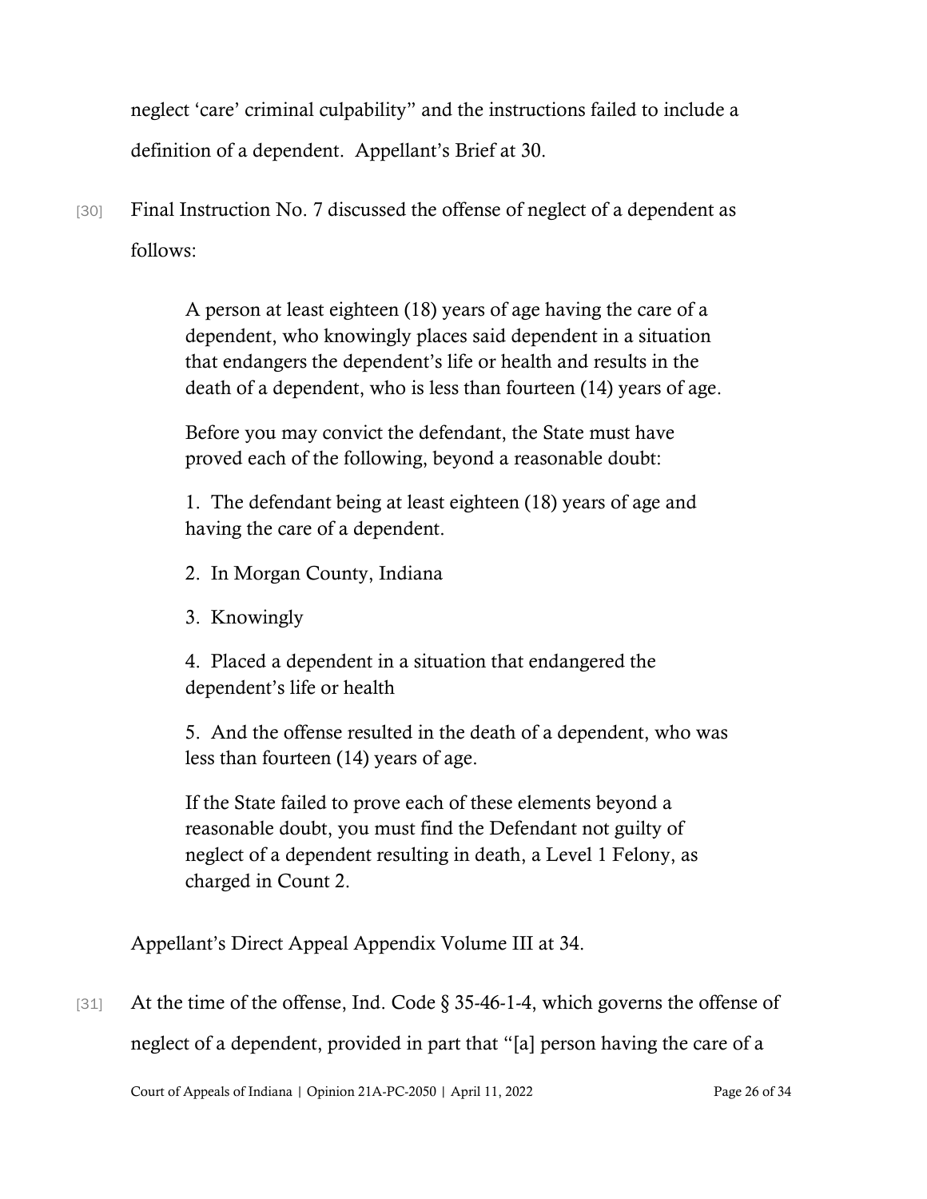neglect 'care' criminal culpability" and the instructions failed to include a definition of a dependent. Appellant's Brief at 30.

[30] Final Instruction No. 7 discussed the offense of neglect of a dependent as follows:

> A person at least eighteen (18) years of age having the care of a dependent, who knowingly places said dependent in a situation that endangers the dependent's life or health and results in the death of a dependent, who is less than fourteen (14) years of age.
>
> Before you may convict the defendant, the State must have proved each of the following, beyond a reasonable doubt:
>
> 1. The defendant being at least eighteen (18) years of age and having the care of a dependent.
>
> 2. In Morgan County, Indiana
>
> 3. Knowingly
>
> 4. Placed a dependent in a situation that endangered the dependent's life or health
>
> 5. And the offense resulted in the death of a dependent, who was less than fourteen (14) years of age.
>
> If the State failed to prove each of these elements beyond a reasonable doubt, you must find the Defendant not guilty of neglect of a dependent resulting in death, a Level 1 Felony, as charged in Count 2.

Appellant's Direct Appeal Appendix Volume III at 34.

[31] At the time of the offense, Ind. Code § 35-46-1-4, which governs the offense of neglect of a dependent, provided in part that "[a] person having the care of a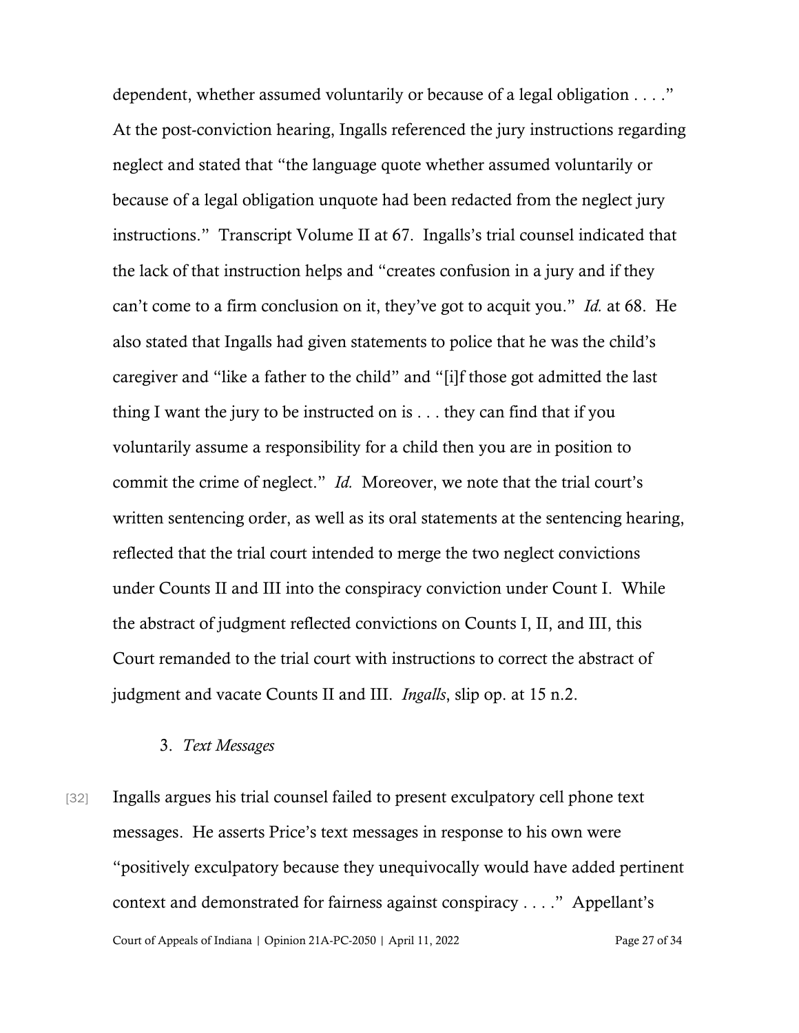dependent, whether assumed voluntarily or because of a legal obligation . . . ." At the post-conviction hearing, Ingalls referenced the jury instructions regarding neglect and stated that "the language quote whether assumed voluntarily or because of a legal obligation unquote had been redacted from the neglect jury instructions." Transcript Volume II at 67. Ingalls's trial counsel indicated that the lack of that instruction helps and "creates confusion in a jury and if they can't come to a firm conclusion on it, they've got to acquit you." *Id.* at 68. He also stated that Ingalls had given statements to police that he was the child's caregiver and "like a father to the child" and "[i]f those got admitted the last thing I want the jury to be instructed on is . . . they can find that if you voluntarily assume a responsibility for a child then you are in position to commit the crime of neglect." *Id.* Moreover, we note that the trial court's written sentencing order, as well as its oral statements at the sentencing hearing, reflected that the trial court intended to merge the two neglect convictions under Counts II and III into the conspiracy conviction under Count I. While the abstract of judgment reflected convictions on Counts I, II, and III, this Court remanded to the trial court with instructions to correct the abstract of judgment and vacate Counts II and III. *Ingalls*, slip op. at 15 n.2.

### 3. *Text Messages*

[32] Ingalls argues his trial counsel failed to present exculpatory cell phone text messages. He asserts Price's text messages in response to his own were "positively exculpatory because they unequivocally would have added pertinent context and demonstrated for fairness against conspiracy . . . ." Appellant's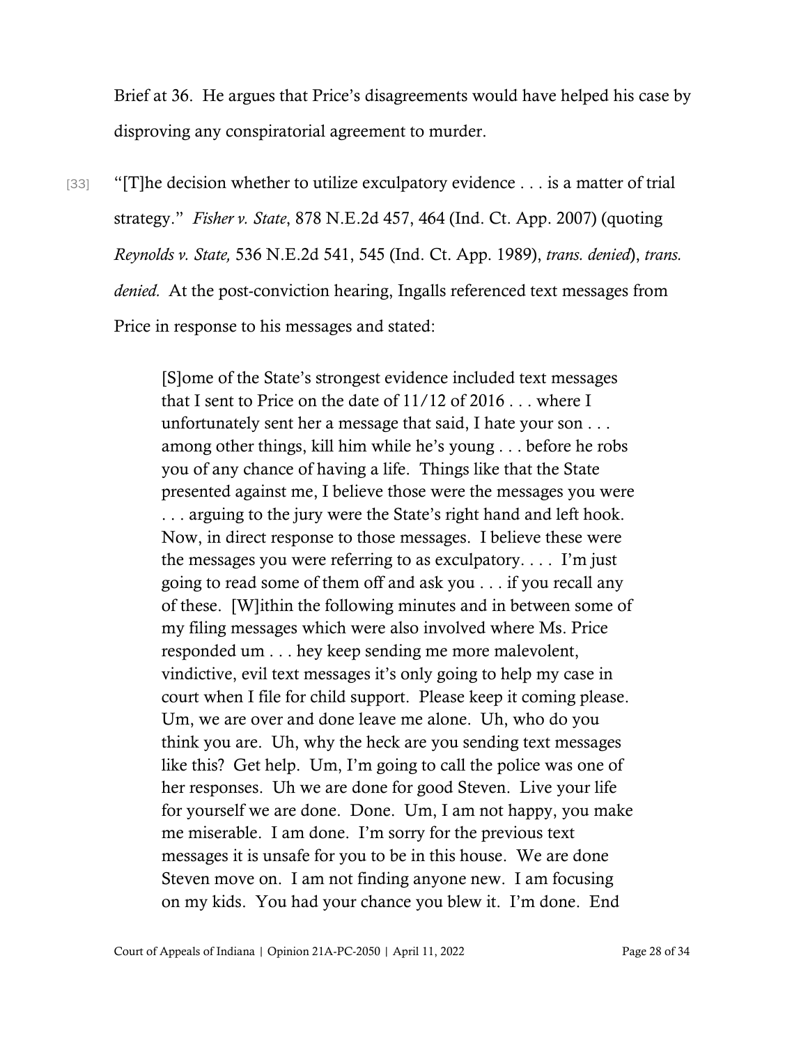Brief at 36. He argues that Price's disagreements would have helped his case by disproving any conspiratorial agreement to murder.

[33] "[T]he decision whether to utilize exculpatory evidence . . . is a matter of trial strategy." *Fisher v. State*, 878 N.E.2d 457, 464 (Ind. Ct. App. 2007) (quoting *Reynolds v. State,* 536 N.E.2d 541, 545 (Ind. Ct. App. 1989), *trans. denied*), *trans. denied.* At the post-conviction hearing, Ingalls referenced text messages from Price in response to his messages and stated:

> [S]ome of the State's strongest evidence included text messages that I sent to Price on the date of 11/12 of 2016 . . . where I unfortunately sent her a message that said, I hate your son . . . among other things, kill him while he's young . . . before he robs you of any chance of having a life. Things like that the State presented against me, I believe those were the messages you were . . . arguing to the jury were the State's right hand and left hook. Now, in direct response to those messages. I believe these were the messages you were referring to as exculpatory. . . . I'm just going to read some of them off and ask you . . . if you recall any of these. [W]ithin the following minutes and in between some of my filing messages which were also involved where Ms. Price responded um . . . hey keep sending me more malevolent, vindictive, evil text messages it's only going to help my case in court when I file for child support. Please keep it coming please. Um, we are over and done leave me alone. Uh, who do you think you are. Uh, why the heck are you sending text messages like this? Get help. Um, I'm going to call the police was one of her responses. Uh we are done for good Steven. Live your life for yourself we are done. Done. Um, I am not happy, you make me miserable. I am done. I'm sorry for the previous text messages it is unsafe for you to be in this house. We are done Steven move on. I am not finding anyone new. I am focusing on my kids. You had your chance you blew it. I'm done. End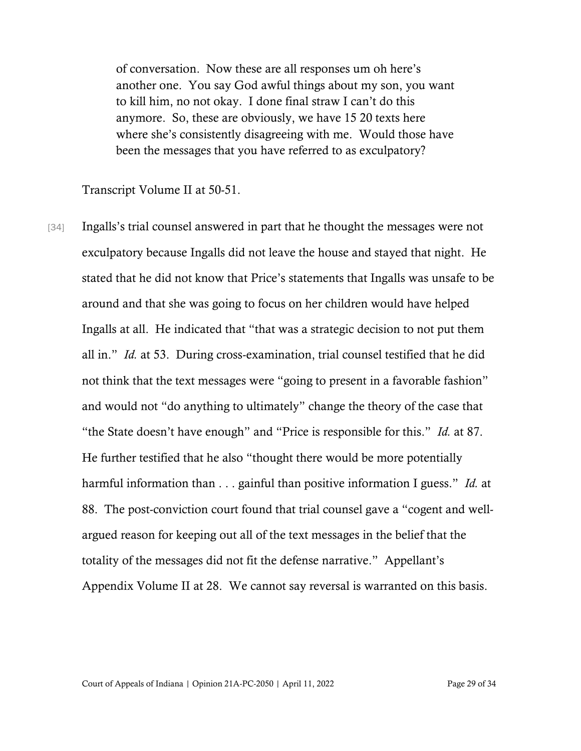> of conversation. Now these are all responses um oh here's another one. You say God awful things about my son, you want to kill him, no not okay. I done final straw I can't do this anymore. So, these are obviously, we have 15 20 texts here where she's consistently disagreeing with me. Would those have been the messages that you have referred to as exculpatory?

Transcript Volume II at 50-51.

[34] Ingalls's trial counsel answered in part that he thought the messages were not exculpatory because Ingalls did not leave the house and stayed that night. He stated that he did not know that Price's statements that Ingalls was unsafe to be around and that she was going to focus on her children would have helped Ingalls at all. He indicated that "that was a strategic decision to not put them all in." *Id.* at 53. During cross-examination, trial counsel testified that he did not think that the text messages were "going to present in a favorable fashion" and would not "do anything to ultimately" change the theory of the case that "the State doesn't have enough" and "Price is responsible for this." *Id.* at 87. He further testified that he also "thought there would be more potentially harmful information than . . . gainful than positive information I guess." *Id.* at 88. The post-conviction court found that trial counsel gave a "cogent and well-argued reason for keeping out all of the text messages in the belief that the totality of the messages did not fit the defense narrative." Appellant's Appendix Volume II at 28. We cannot say reversal is warranted on this basis.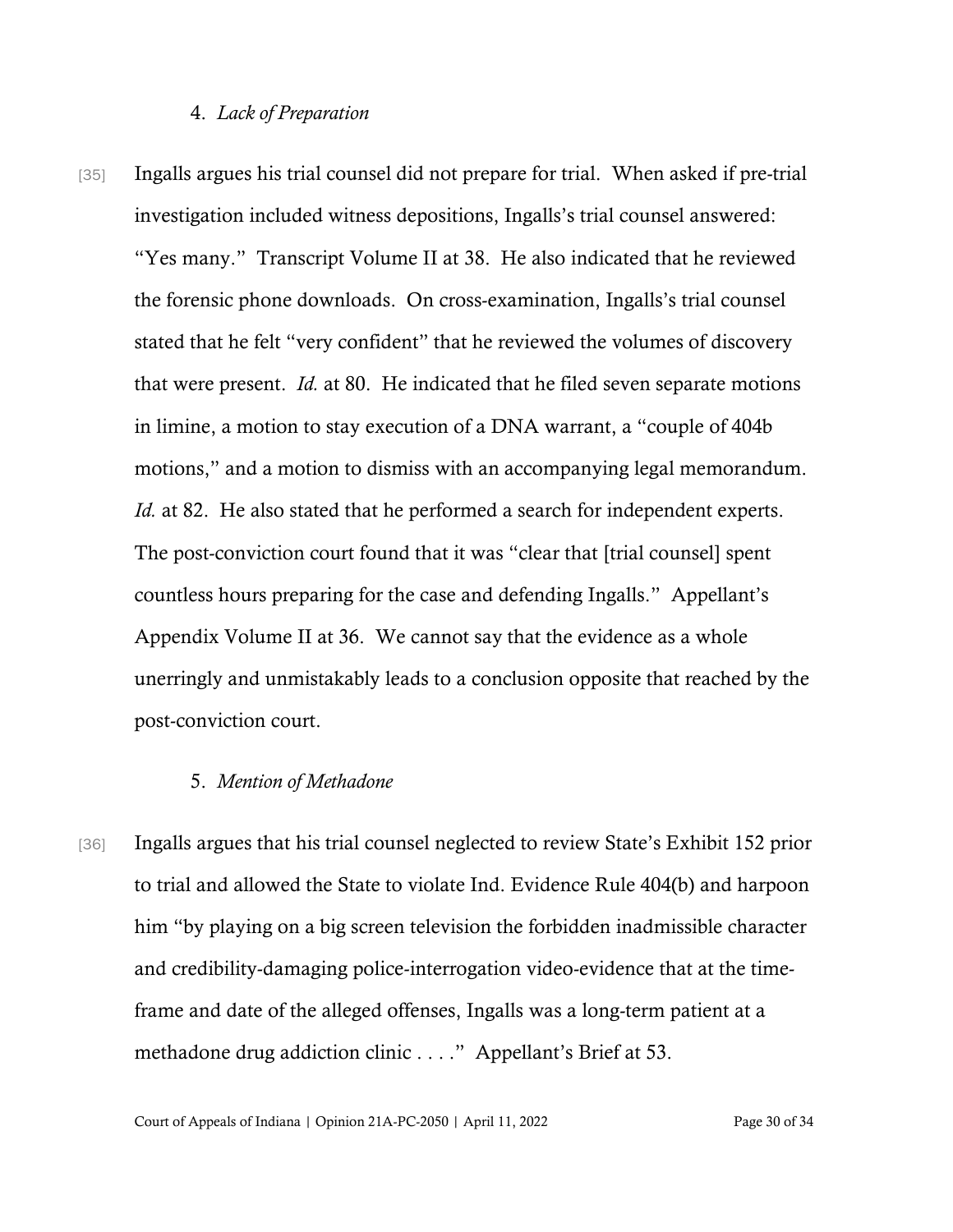#### 4. *Lack of Preparation*

[35] Ingalls argues his trial counsel did not prepare for trial. When asked if pre-trial investigation included witness depositions, Ingalls's trial counsel answered: "Yes many." Transcript Volume II at 38. He also indicated that he reviewed the forensic phone downloads. On cross-examination, Ingalls's trial counsel stated that he felt "very confident" that he reviewed the volumes of discovery that were present. *Id.* at 80. He indicated that he filed seven separate motions in limine, a motion to stay execution of a DNA warrant, a "couple of 404b motions," and a motion to dismiss with an accompanying legal memorandum. *Id.* at 82. He also stated that he performed a search for independent experts. The post-conviction court found that it was "clear that [trial counsel] spent countless hours preparing for the case and defending Ingalls." Appellant's Appendix Volume II at 36. We cannot say that the evidence as a whole unerringly and unmistakably leads to a conclusion opposite that reached by the post-conviction court.

#### 5. *Mention of Methadone*

[36] Ingalls argues that his trial counsel neglected to review State's Exhibit 152 prior to trial and allowed the State to violate Ind. Evidence Rule 404(b) and harpoon him "by playing on a big screen television the forbidden inadmissible character and credibility-damaging police-interrogation video-evidence that at the time-frame and date of the alleged offenses, Ingalls was a long-term patient at a methadone drug addiction clinic . . . ." Appellant's Brief at 53.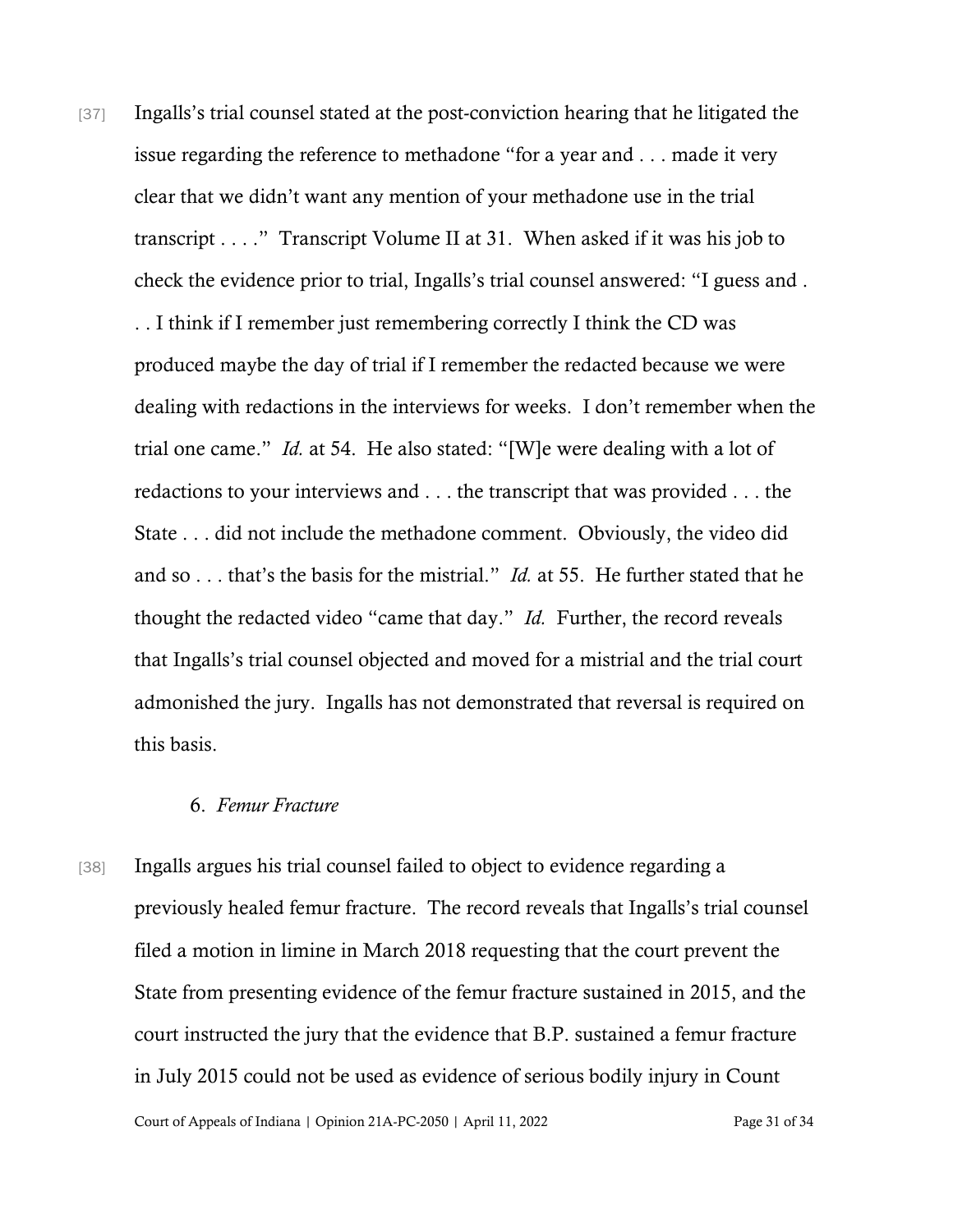[37] Ingalls's trial counsel stated at the post-conviction hearing that he litigated the issue regarding the reference to methadone "for a year and . . . made it very clear that we didn't want any mention of your methadone use in the trial transcript . . . ." Transcript Volume II at 31. When asked if it was his job to check the evidence prior to trial, Ingalls's trial counsel answered: "I guess and . . . I think if I remember just remembering correctly I think the CD was produced maybe the day of trial if I remember the redacted because we were dealing with redactions in the interviews for weeks. I don't remember when the trial one came." *Id.* at 54. He also stated: "[W]e were dealing with a lot of redactions to your interviews and . . . the transcript that was provided . . . the State . . . did not include the methadone comment. Obviously, the video did and so . . . that's the basis for the mistrial." *Id.* at 55. He further stated that he thought the redacted video "came that day." *Id.* Further, the record reveals that Ingalls's trial counsel objected and moved for a mistrial and the trial court admonished the jury. Ingalls has not demonstrated that reversal is required on this basis.

6. *Femur Fracture*

[38] Ingalls argues his trial counsel failed to object to evidence regarding a previously healed femur fracture. The record reveals that Ingalls's trial counsel filed a motion in limine in March 2018 requesting that the court prevent the State from presenting evidence of the femur fracture sustained in 2015, and the court instructed the jury that the evidence that B.P. sustained a femur fracture in July 2015 could not be used as evidence of serious bodily injury in Count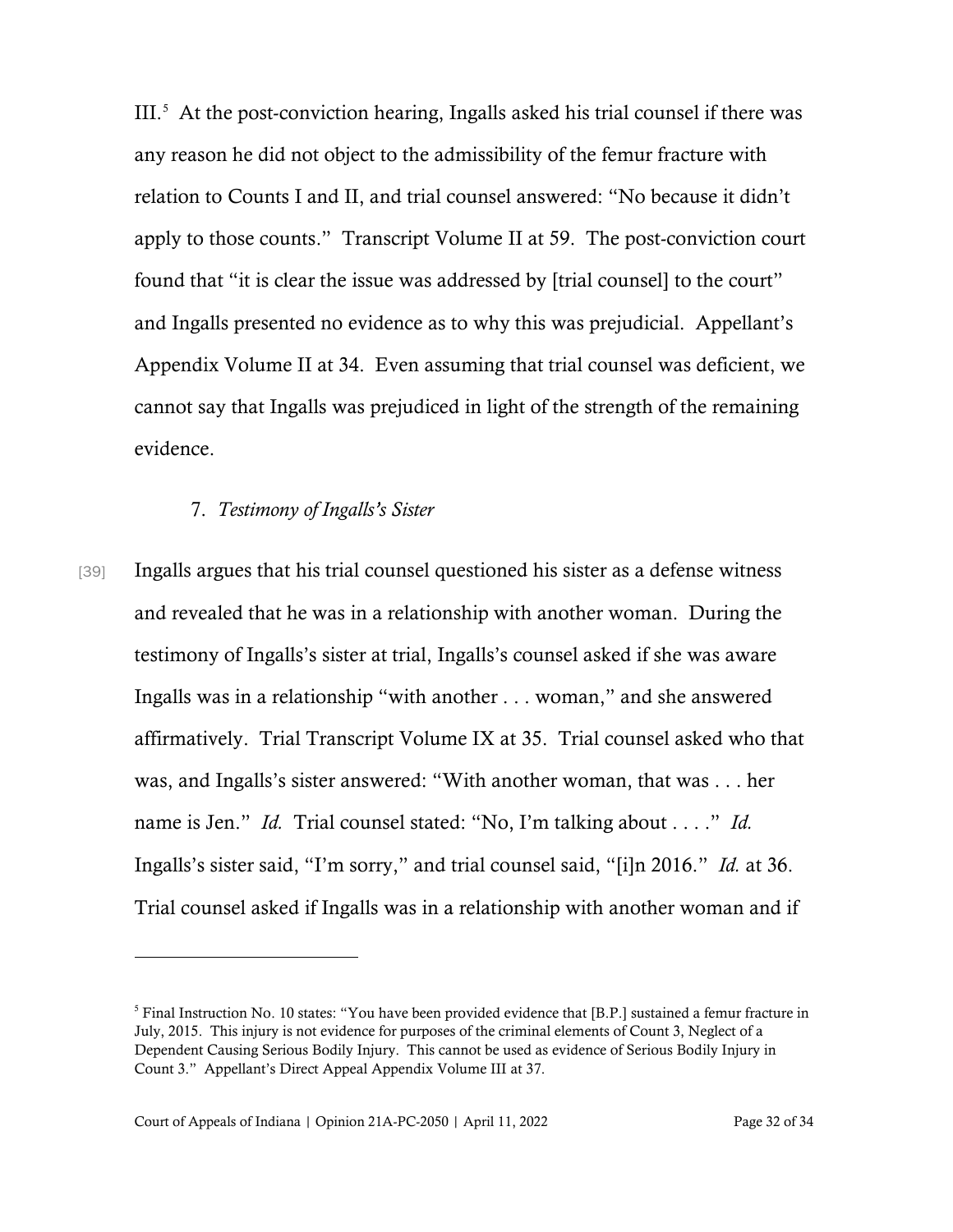III.[5] At the post-conviction hearing, Ingalls asked his trial counsel if there was any reason he did not object to the admissibility of the femur fracture with relation to Counts I and II, and trial counsel answered: "No because it didn't apply to those counts." Transcript Volume II at 59. The post-conviction court found that "it is clear the issue was addressed by [trial counsel] to the court" and Ingalls presented no evidence as to why this was prejudicial. Appellant's Appendix Volume II at 34. Even assuming that trial counsel was deficient, we cannot say that Ingalls was prejudiced in light of the strength of the remaining evidence.

### 7. *Testimony of Ingalls's Sister*

[39] Ingalls argues that his trial counsel questioned his sister as a defense witness and revealed that he was in a relationship with another woman. During the testimony of Ingalls's sister at trial, Ingalls's counsel asked if she was aware Ingalls was in a relationship "with another . . . woman," and she answered affirmatively. Trial Transcript Volume IX at 35. Trial counsel asked who that was, and Ingalls's sister answered: "With another woman, that was . . . her name is Jen." *Id.* Trial counsel stated: "No, I'm talking about . . . ." *Id.* Ingalls's sister said, "I'm sorry," and trial counsel said, "[i]n 2016." *Id.* at 36. Trial counsel asked if Ingalls was in a relationship with another woman and if

---

[5] Final Instruction No. 10 states: "You have been provided evidence that [B.P.] sustained a femur fracture in July, 2015. This injury is not evidence for purposes of the criminal elements of Count 3, Neglect of a Dependent Causing Serious Bodily Injury. This cannot be used as evidence of Serious Bodily Injury in Count 3." Appellant's Direct Appeal Appendix Volume III at 37.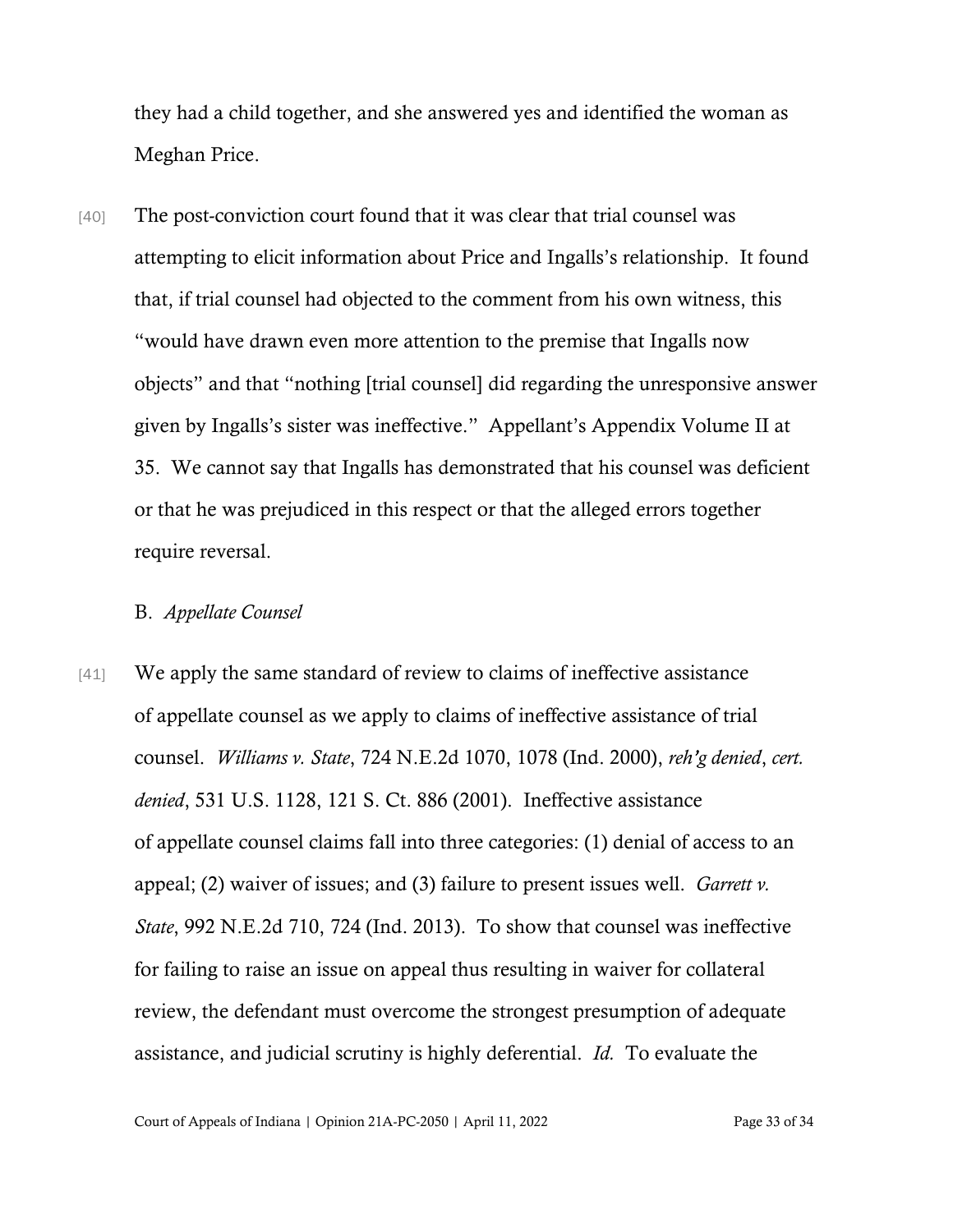they had a child together, and she answered yes and identified the woman as Meghan Price.

[40] The post-conviction court found that it was clear that trial counsel was attempting to elicit information about Price and Ingalls's relationship. It found that, if trial counsel had objected to the comment from his own witness, this "would have drawn even more attention to the premise that Ingalls now objects" and that "nothing [trial counsel] did regarding the unresponsive answer given by Ingalls's sister was ineffective." Appellant's Appendix Volume II at 35. We cannot say that Ingalls has demonstrated that his counsel was deficient or that he was prejudiced in this respect or that the alleged errors together require reversal.

B. *Appellate Counsel*

[41] We apply the same standard of review to claims of ineffective assistance of appellate counsel as we apply to claims of ineffective assistance of trial counsel. *Williams v. State*, 724 N.E.2d 1070, 1078 (Ind. 2000), *reh'g denied*, *cert. denied*, 531 U.S. 1128, 121 S. Ct. 886 (2001). Ineffective assistance of appellate counsel claims fall into three categories: (1) denial of access to an appeal; (2) waiver of issues; and (3) failure to present issues well. *Garrett v. State*, 992 N.E.2d 710, 724 (Ind. 2013). To show that counsel was ineffective for failing to raise an issue on appeal thus resulting in waiver for collateral review, the defendant must overcome the strongest presumption of adequate assistance, and judicial scrutiny is highly deferential. *Id.* To evaluate the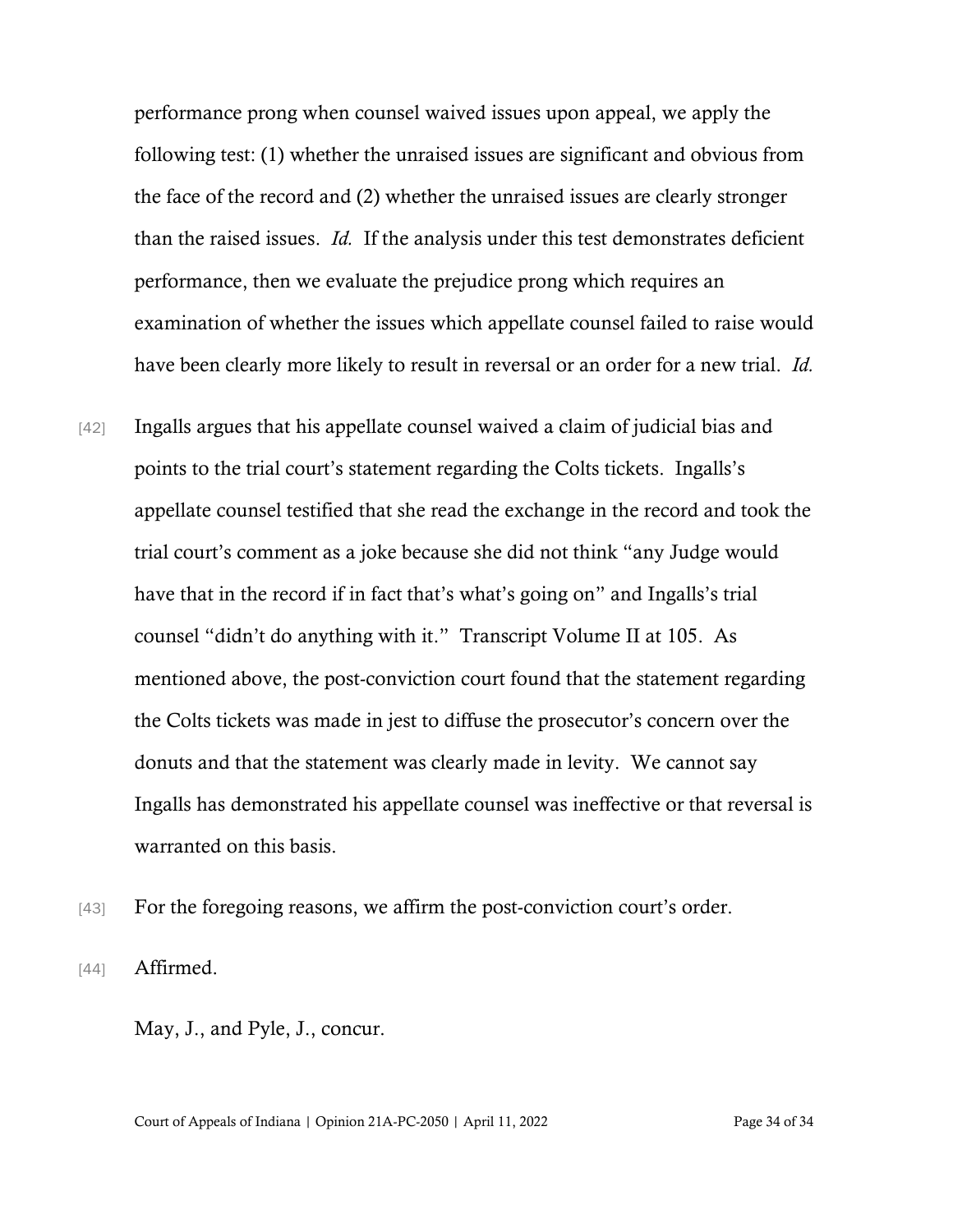performance prong when counsel waived issues upon appeal, we apply the following test: (1) whether the unraised issues are significant and obvious from the face of the record and (2) whether the unraised issues are clearly stronger than the raised issues. *Id.* If the analysis under this test demonstrates deficient performance, then we evaluate the prejudice prong which requires an examination of whether the issues which appellate counsel failed to raise would have been clearly more likely to result in reversal or an order for a new trial. *Id.*

[42] Ingalls argues that his appellate counsel waived a claim of judicial bias and points to the trial court's statement regarding the Colts tickets. Ingalls's appellate counsel testified that she read the exchange in the record and took the trial court's comment as a joke because she did not think "any Judge would have that in the record if in fact that's what's going on" and Ingalls's trial counsel "didn't do anything with it." Transcript Volume II at 105. As mentioned above, the post-conviction court found that the statement regarding the Colts tickets was made in jest to diffuse the prosecutor's concern over the donuts and that the statement was clearly made in levity. We cannot say Ingalls has demonstrated his appellate counsel was ineffective or that reversal is warranted on this basis.

[43] For the foregoing reasons, we affirm the post-conviction court's order.

[44] Affirmed.

May, J., and Pyle, J., concur.